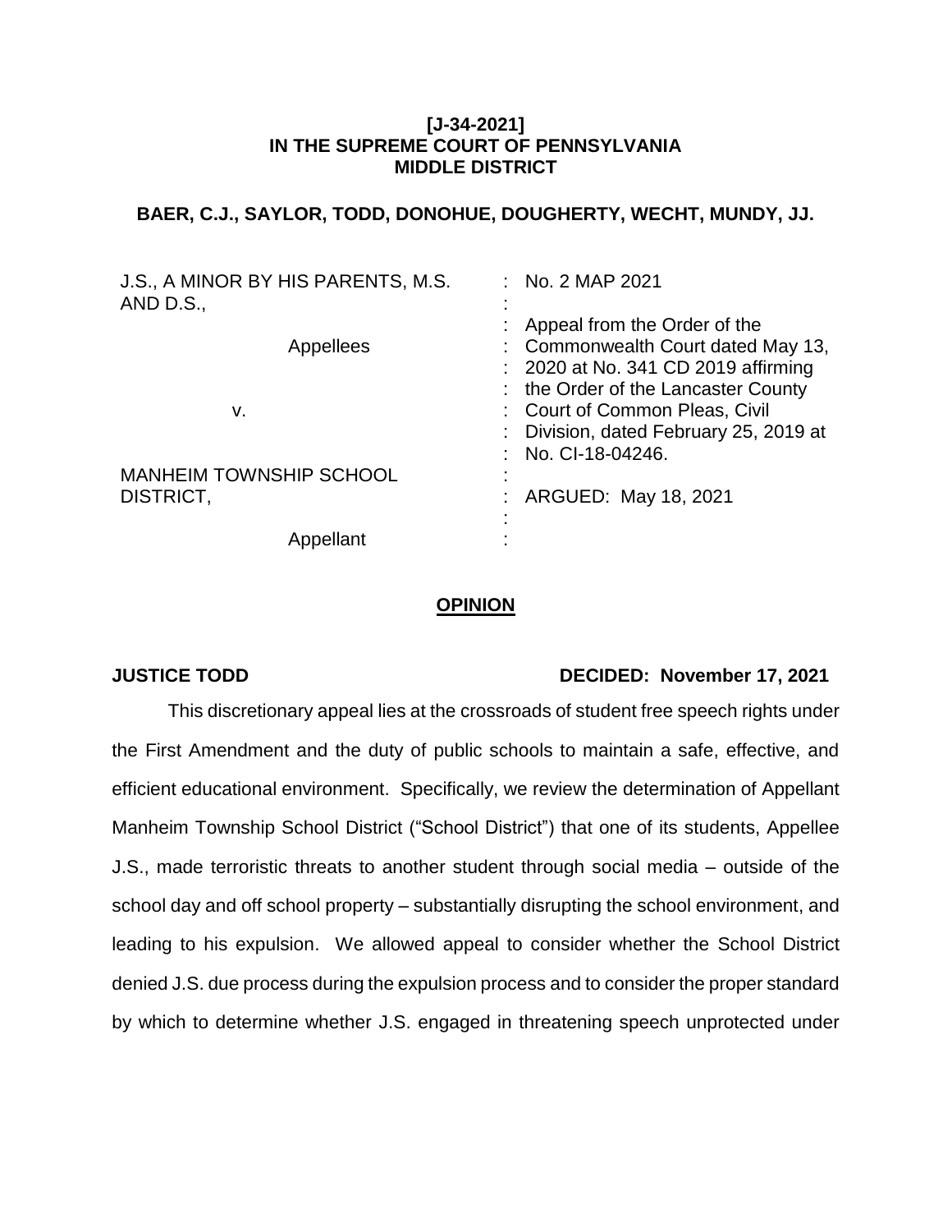**[J-34-2021]**
**IN THE SUPREME COURT OF PENNSYLVANIA**
**MIDDLE DISTRICT**

**BAER, C.J., SAYLOR, TODD, DONOHUE, DOUGHERTY, WECHT, MUNDY, JJ.**

| | |
|---|---|
| J.S., A MINOR BY HIS PARENTS, M.S. AND D.S.,<br><br>Appellees<br><br>v.<br><br>MANHEIM TOWNSHIP SCHOOL DISTRICT,<br><br>Appellant | No. 2 MAP 2021<br><br>Appeal from the Order of the Commonwealth Court dated May 13, 2020 at No. 341 CD 2019 affirming the Order of the Lancaster County Court of Common Pleas, Civil Division, dated February 25, 2019 at No. CI-18-04246.<br><br>ARGUED: May 18, 2021 |

## OPINION

**JUSTICE TODD** **DECIDED: November 17, 2021**

This discretionary appeal lies at the crossroads of student free speech rights under the First Amendment and the duty of public schools to maintain a safe, effective, and efficient educational environment. Specifically, we review the determination of Appellant Manheim Township School District ("School District") that one of its students, Appellee J.S., made terroristic threats to another student through social media – outside of the school day and off school property – substantially disrupting the school environment, and leading to his expulsion. We allowed appeal to consider whether the School District denied J.S. due process during the expulsion process and to consider the proper standard by which to determine whether J.S. engaged in threatening speech unprotected under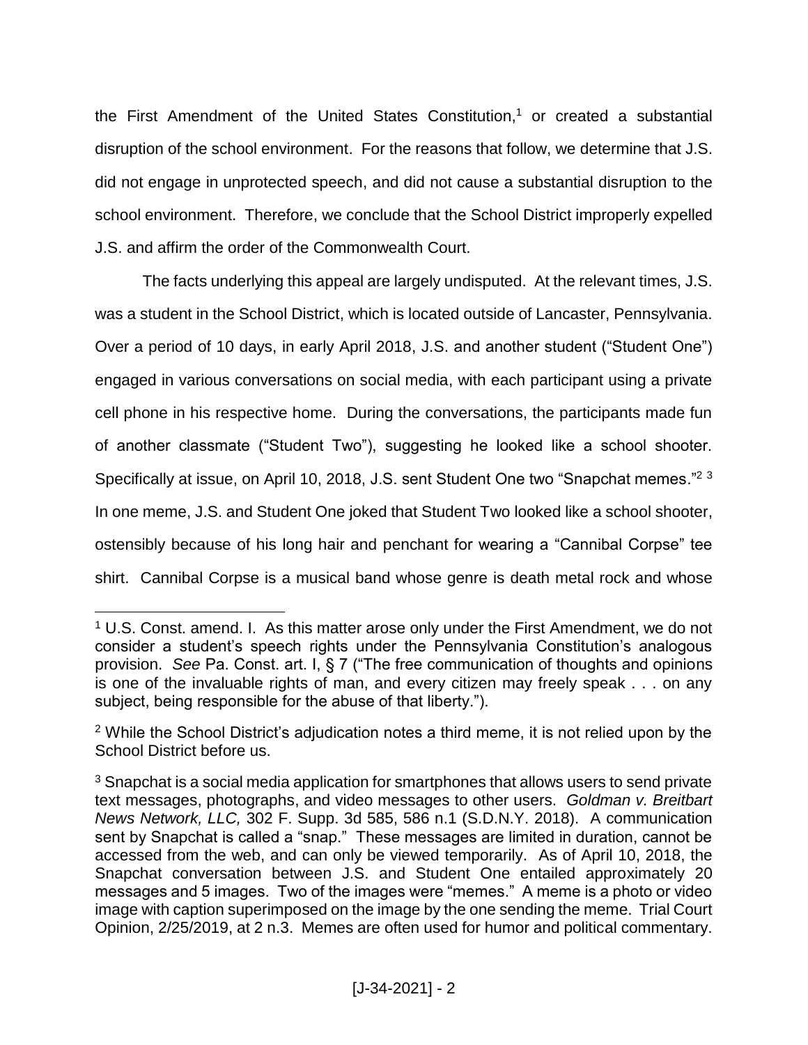the First Amendment of the United States Constitution,[1] or created a substantial disruption of the school environment. For the reasons that follow, we determine that J.S. did not engage in unprotected speech, and did not cause a substantial disruption to the school environment. Therefore, we conclude that the School District improperly expelled J.S. and affirm the order of the Commonwealth Court.

The facts underlying this appeal are largely undisputed. At the relevant times, J.S. was a student in the School District, which is located outside of Lancaster, Pennsylvania. Over a period of 10 days, in early April 2018, J.S. and another student ("Student One") engaged in various conversations on social media, with each participant using a private cell phone in his respective home. During the conversations, the participants made fun of another classmate ("Student Two"), suggesting he looked like a school shooter. Specifically at issue, on April 10, 2018, J.S. sent Student One two "Snapchat memes."[2] [3] In one meme, J.S. and Student One joked that Student Two looked like a school shooter, ostensibly because of his long hair and penchant for wearing a "Cannibal Corpse" tee shirt. Cannibal Corpse is a musical band whose genre is death metal rock and whose

---

[1] U.S. Const. amend. I. As this matter arose only under the First Amendment, we do not consider a student's speech rights under the Pennsylvania Constitution's analogous provision. *See* Pa. Const. art. I, § 7 ("The free communication of thoughts and opinions is one of the invaluable rights of man, and every citizen may freely speak . . . on any subject, being responsible for the abuse of that liberty.").

[2] While the School District's adjudication notes a third meme, it is not relied upon by the School District before us.

[3] Snapchat is a social media application for smartphones that allows users to send private text messages, photographs, and video messages to other users. *Goldman v. Breitbart News Network, LLC,* 302 F. Supp. 3d 585, 586 n.1 (S.D.N.Y. 2018). A communication sent by Snapchat is called a "snap." These messages are limited in duration, cannot be accessed from the web, and can only be viewed temporarily. As of April 10, 2018, the Snapchat conversation between J.S. and Student One entailed approximately 20 messages and 5 images. Two of the images were "memes." A meme is a photo or video image with caption superimposed on the image by the one sending the meme. Trial Court Opinion, 2/25/2019, at 2 n.3. Memes are often used for humor and political commentary.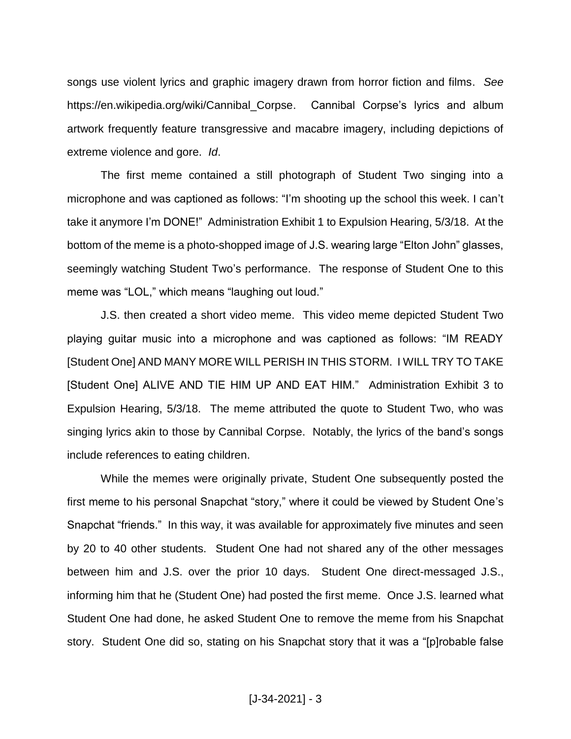songs use violent lyrics and graphic imagery drawn from horror fiction and films. *See* https://en.wikipedia.org/wiki/Cannibal_Corpse. Cannibal Corpse's lyrics and album artwork frequently feature transgressive and macabre imagery, including depictions of extreme violence and gore. *Id*.

The first meme contained a still photograph of Student Two singing into a microphone and was captioned as follows: "I'm shooting up the school this week. I can't take it anymore I'm DONE!" Administration Exhibit 1 to Expulsion Hearing, 5/3/18. At the bottom of the meme is a photo-shopped image of J.S. wearing large "Elton John" glasses, seemingly watching Student Two's performance. The response of Student One to this meme was "LOL," which means "laughing out loud."

J.S. then created a short video meme. This video meme depicted Student Two playing guitar music into a microphone and was captioned as follows: "IM READY [Student One] AND MANY MORE WILL PERISH IN THIS STORM. I WILL TRY TO TAKE [Student One] ALIVE AND TIE HIM UP AND EAT HIM." Administration Exhibit 3 to Expulsion Hearing, 5/3/18. The meme attributed the quote to Student Two, who was singing lyrics akin to those by Cannibal Corpse. Notably, the lyrics of the band's songs include references to eating children.

While the memes were originally private, Student One subsequently posted the first meme to his personal Snapchat "story," where it could be viewed by Student One's Snapchat "friends." In this way, it was available for approximately five minutes and seen by 20 to 40 other students. Student One had not shared any of the other messages between him and J.S. over the prior 10 days. Student One direct-messaged J.S., informing him that he (Student One) had posted the first meme. Once J.S. learned what Student One had done, he asked Student One to remove the meme from his Snapchat story. Student One did so, stating on his Snapchat story that it was a "[p]robable false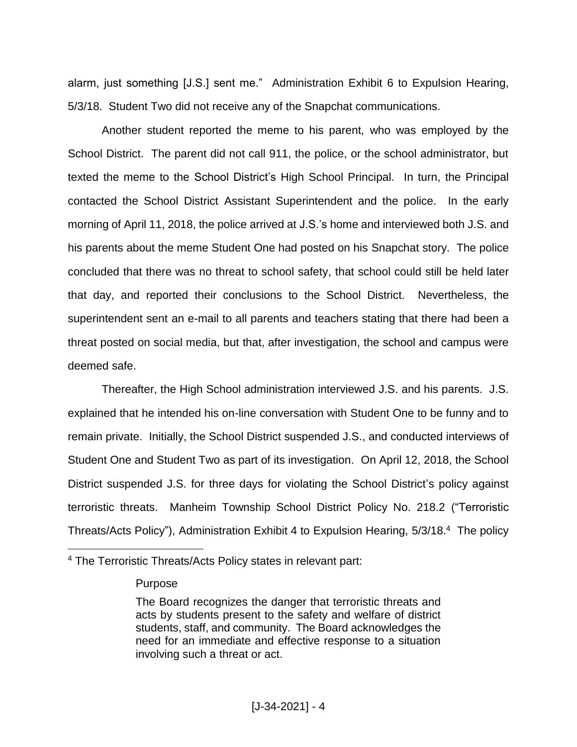alarm, just something [J.S.] sent me." Administration Exhibit 6 to Expulsion Hearing, 5/3/18. Student Two did not receive any of the Snapchat communications.

Another student reported the meme to his parent, who was employed by the School District. The parent did not call 911, the police, or the school administrator, but texted the meme to the School District's High School Principal. In turn, the Principal contacted the School District Assistant Superintendent and the police. In the early morning of April 11, 2018, the police arrived at J.S.'s home and interviewed both J.S. and his parents about the meme Student One had posted on his Snapchat story. The police concluded that there was no threat to school safety, that school could still be held later that day, and reported their conclusions to the School District. Nevertheless, the superintendent sent an e-mail to all parents and teachers stating that there had been a threat posted on social media, but that, after investigation, the school and campus were deemed safe.

Thereafter, the High School administration interviewed J.S. and his parents. J.S. explained that he intended his on-line conversation with Student One to be funny and to remain private. Initially, the School District suspended J.S., and conducted interviews of Student One and Student Two as part of its investigation. On April 12, 2018, the School District suspended J.S. for three days for violating the School District's policy against terroristic threats. Manheim Township School District Policy No. 218.2 ("Terroristic Threats/Acts Policy"), Administration Exhibit 4 to Expulsion Hearing, 5/3/18.[4] The policy

---

[4] The Terroristic Threats/Acts Policy states in relevant part:

> Purpose
>
> The Board recognizes the danger that terroristic threats and acts by students present to the safety and welfare of district students, staff, and community. The Board acknowledges the need for an immediate and effective response to a situation involving such a threat or act.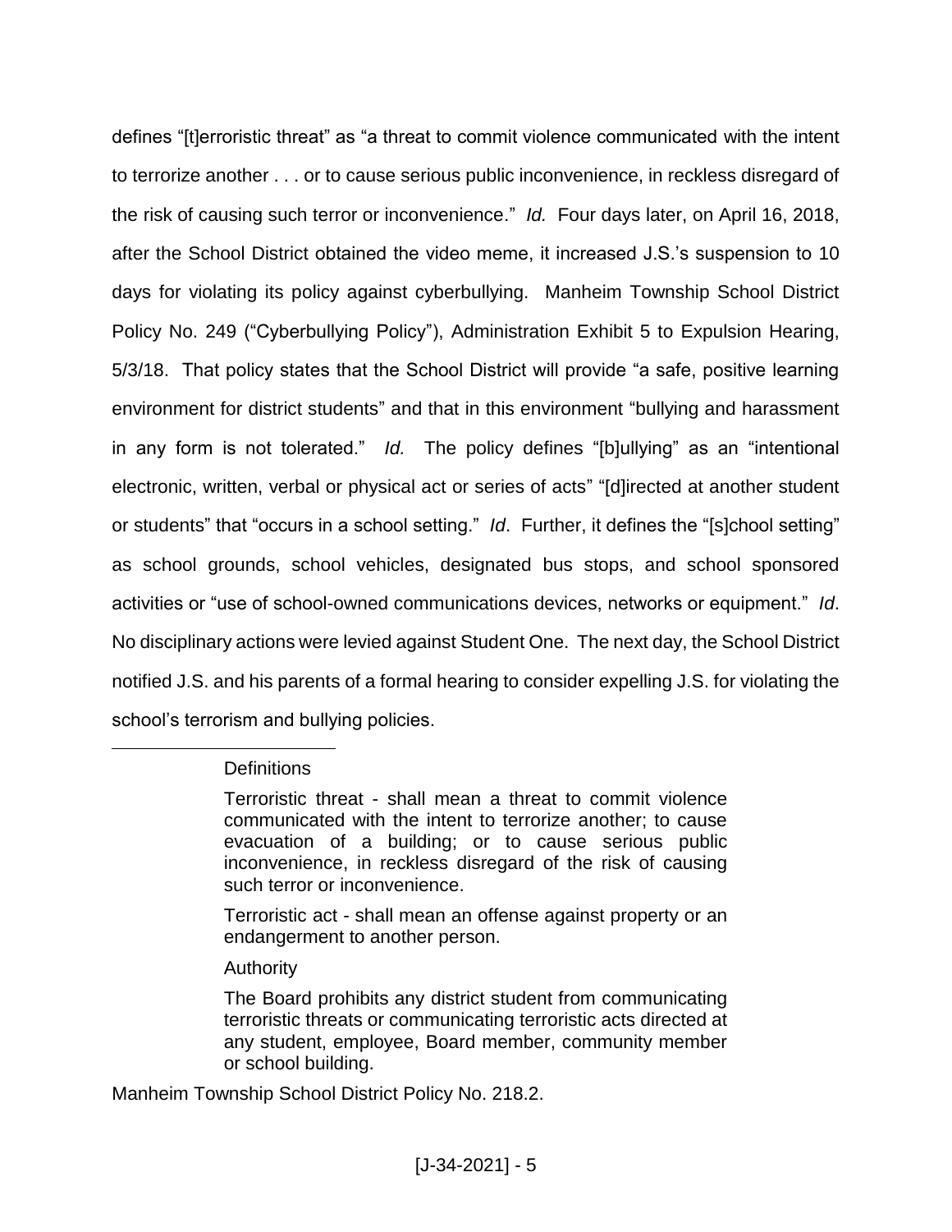defines "[t]erroristic threat" as "a threat to commit violence communicated with the intent to terrorize another . . . or to cause serious public inconvenience, in reckless disregard of the risk of causing such terror or inconvenience." *Id.* Four days later, on April 16, 2018, after the School District obtained the video meme, it increased J.S.'s suspension to 10 days for violating its policy against cyberbullying. Manheim Township School District Policy No. 249 ("Cyberbullying Policy"), Administration Exhibit 5 to Expulsion Hearing, 5/3/18. That policy states that the School District will provide "a safe, positive learning environment for district students" and that in this environment "bullying and harassment in any form is not tolerated." *Id.* The policy defines "[b]ullying" as an "intentional electronic, written, verbal or physical act or series of acts" "[d]irected at another student or students" that "occurs in a school setting." *Id*. Further, it defines the "[s]chool setting" as school grounds, school vehicles, designated bus stops, and school sponsored activities or "use of school-owned communications devices, networks or equipment." *Id*. No disciplinary actions were levied against Student One. The next day, the School District notified J.S. and his parents of a formal hearing to consider expelling J.S. for violating the school's terrorism and bullying policies.

---

> Definitions
>
> Terroristic threat - shall mean a threat to commit violence communicated with the intent to terrorize another; to cause evacuation of a building; or to cause serious public inconvenience, in reckless disregard of the risk of causing such terror or inconvenience.
>
> Terroristic act - shall mean an offense against property or an endangerment to another person.
>
> Authority
>
> The Board prohibits any district student from communicating terroristic threats or communicating terroristic acts directed at any student, employee, Board member, community member or school building.

Manheim Township School District Policy No. 218.2.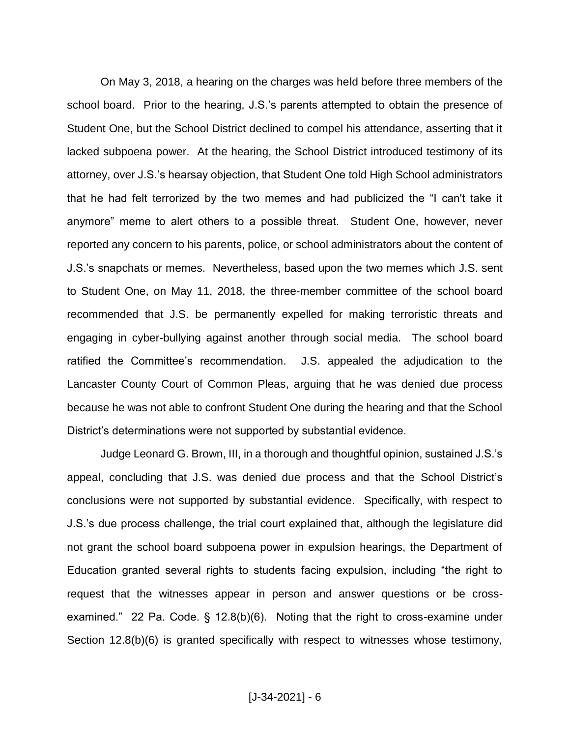On May 3, 2018, a hearing on the charges was held before three members of the school board. Prior to the hearing, J.S.'s parents attempted to obtain the presence of Student One, but the School District declined to compel his attendance, asserting that it lacked subpoena power. At the hearing, the School District introduced testimony of its attorney, over J.S.'s hearsay objection, that Student One told High School administrators that he had felt terrorized by the two memes and had publicized the "I can't take it anymore" meme to alert others to a possible threat. Student One, however, never reported any concern to his parents, police, or school administrators about the content of J.S.'s snapchats or memes. Nevertheless, based upon the two memes which J.S. sent to Student One, on May 11, 2018, the three-member committee of the school board recommended that J.S. be permanently expelled for making terroristic threats and engaging in cyber-bullying against another through social media. The school board ratified the Committee's recommendation. J.S. appealed the adjudication to the Lancaster County Court of Common Pleas, arguing that he was denied due process because he was not able to confront Student One during the hearing and that the School District's determinations were not supported by substantial evidence.

Judge Leonard G. Brown, III, in a thorough and thoughtful opinion, sustained J.S.'s appeal, concluding that J.S. was denied due process and that the School District's conclusions were not supported by substantial evidence. Specifically, with respect to J.S.'s due process challenge, the trial court explained that, although the legislature did not grant the school board subpoena power in expulsion hearings, the Department of Education granted several rights to students facing expulsion, including "the right to request that the witnesses appear in person and answer questions or be cross-examined." 22 Pa. Code. § 12.8(b)(6). Noting that the right to cross-examine under Section 12.8(b)(6) is granted specifically with respect to witnesses whose testimony,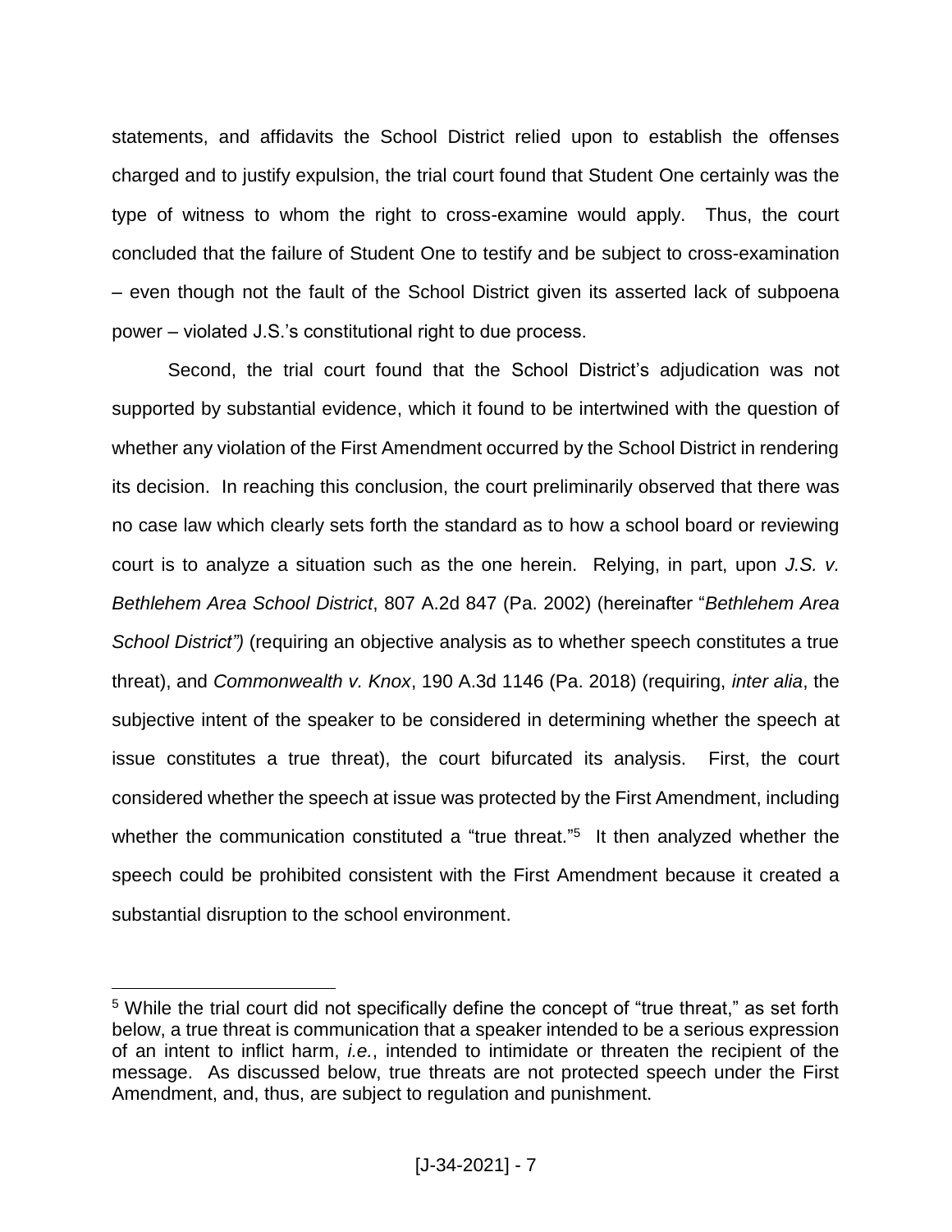statements, and affidavits the School District relied upon to establish the offenses charged and to justify expulsion, the trial court found that Student One certainly was the type of witness to whom the right to cross-examine would apply. Thus, the court concluded that the failure of Student One to testify and be subject to cross-examination – even though not the fault of the School District given its asserted lack of subpoena power – violated J.S.'s constitutional right to due process.

Second, the trial court found that the School District's adjudication was not supported by substantial evidence, which it found to be intertwined with the question of whether any violation of the First Amendment occurred by the School District in rendering its decision. In reaching this conclusion, the court preliminarily observed that there was no case law which clearly sets forth the standard as to how a school board or reviewing court is to analyze a situation such as the one herein. Relying, in part, upon *J.S. v. Bethlehem Area School District*, 807 A.2d 847 (Pa. 2002) (hereinafter "*Bethlehem Area School District")* (requiring an objective analysis as to whether speech constitutes a true threat), and *Commonwealth v. Knox*, 190 A.3d 1146 (Pa. 2018) (requiring, *inter alia*, the subjective intent of the speaker to be considered in determining whether the speech at issue constitutes a true threat), the court bifurcated its analysis. First, the court considered whether the speech at issue was protected by the First Amendment, including whether the communication constituted a "true threat."[5] It then analyzed whether the speech could be prohibited consistent with the First Amendment because it created a substantial disruption to the school environment.

---

[5] While the trial court did not specifically define the concept of "true threat," as set forth below, a true threat is communication that a speaker intended to be a serious expression of an intent to inflict harm, *i.e.*, intended to intimidate or threaten the recipient of the message. As discussed below, true threats are not protected speech under the First Amendment, and, thus, are subject to regulation and punishment.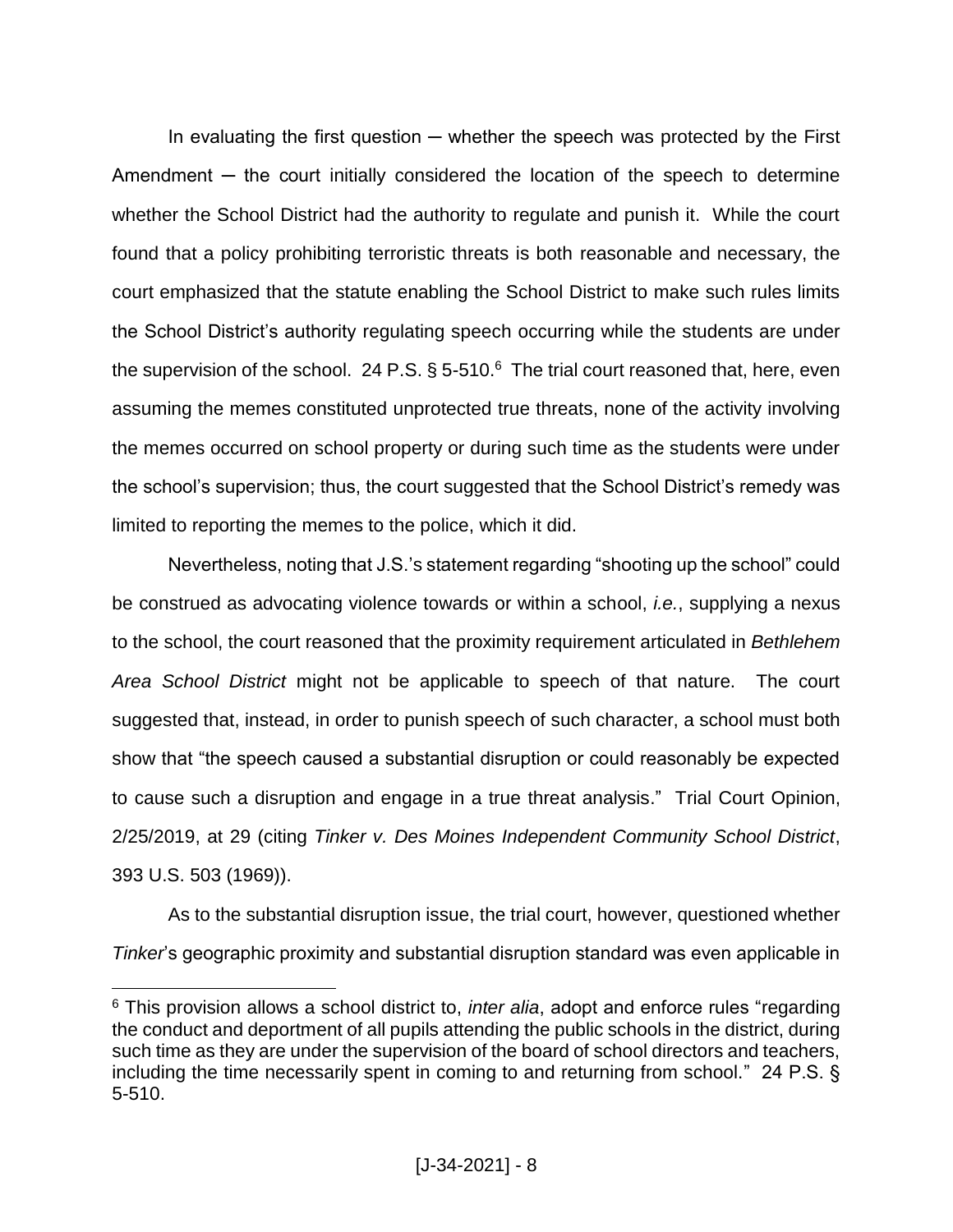In evaluating the first question ─ whether the speech was protected by the First Amendment ─ the court initially considered the location of the speech to determine whether the School District had the authority to regulate and punish it. While the court found that a policy prohibiting terroristic threats is both reasonable and necessary, the court emphasized that the statute enabling the School District to make such rules limits the School District's authority regulating speech occurring while the students are under the supervision of the school. 24 P.S. § 5-510.[6] The trial court reasoned that, here, even assuming the memes constituted unprotected true threats, none of the activity involving the memes occurred on school property or during such time as the students were under the school's supervision; thus, the court suggested that the School District's remedy was limited to reporting the memes to the police, which it did.

Nevertheless, noting that J.S.'s statement regarding "shooting up the school" could be construed as advocating violence towards or within a school, *i.e.*, supplying a nexus to the school, the court reasoned that the proximity requirement articulated in *Bethlehem Area School District* might not be applicable to speech of that nature. The court suggested that, instead, in order to punish speech of such character, a school must both show that "the speech caused a substantial disruption or could reasonably be expected to cause such a disruption and engage in a true threat analysis." Trial Court Opinion, 2/25/2019, at 29 (citing *Tinker v. Des Moines Independent Community School District*, 393 U.S. 503 (1969)).

As to the substantial disruption issue, the trial court, however, questioned whether *Tinker*'s geographic proximity and substantial disruption standard was even applicable in

---

[6] This provision allows a school district to, *inter alia*, adopt and enforce rules "regarding the conduct and deportment of all pupils attending the public schools in the district, during such time as they are under the supervision of the board of school directors and teachers, including the time necessarily spent in coming to and returning from school." 24 P.S. § 5-510.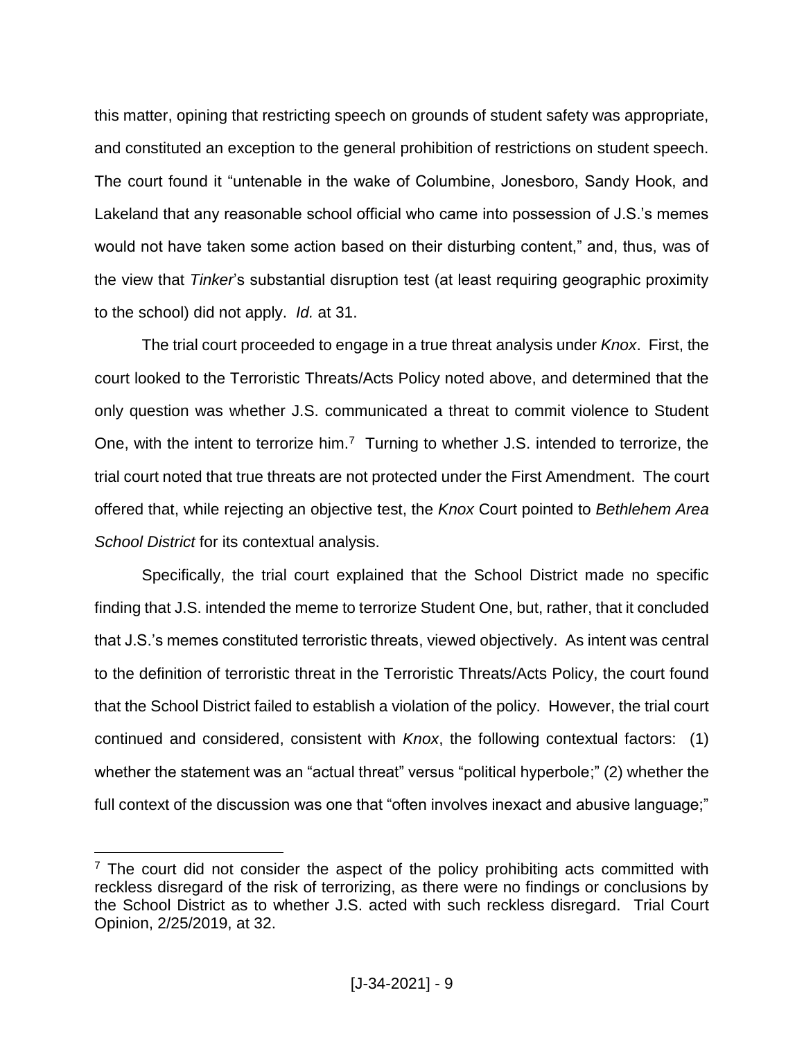this matter, opining that restricting speech on grounds of student safety was appropriate, and constituted an exception to the general prohibition of restrictions on student speech. The court found it "untenable in the wake of Columbine, Jonesboro, Sandy Hook, and Lakeland that any reasonable school official who came into possession of J.S.'s memes would not have taken some action based on their disturbing content," and, thus, was of the view that *Tinker*'s substantial disruption test (at least requiring geographic proximity to the school) did not apply. *Id.* at 31.

The trial court proceeded to engage in a true threat analysis under *Knox*. First, the court looked to the Terroristic Threats/Acts Policy noted above, and determined that the only question was whether J.S. communicated a threat to commit violence to Student One, with the intent to terrorize him.[7] Turning to whether J.S. intended to terrorize, the trial court noted that true threats are not protected under the First Amendment. The court offered that, while rejecting an objective test, the *Knox* Court pointed to *Bethlehem Area School District* for its contextual analysis.

Specifically, the trial court explained that the School District made no specific finding that J.S. intended the meme to terrorize Student One, but, rather, that it concluded that J.S.'s memes constituted terroristic threats, viewed objectively. As intent was central to the definition of terroristic threat in the Terroristic Threats/Acts Policy, the court found that the School District failed to establish a violation of the policy. However, the trial court continued and considered, consistent with *Knox*, the following contextual factors: (1) whether the statement was an "actual threat" versus "political hyperbole;" (2) whether the full context of the discussion was one that "often involves inexact and abusive language;"

[7] The court did not consider the aspect of the policy prohibiting acts committed with reckless disregard of the risk of terrorizing, as there were no findings or conclusions by the School District as to whether J.S. acted with such reckless disregard. Trial Court Opinion, 2/25/2019, at 32.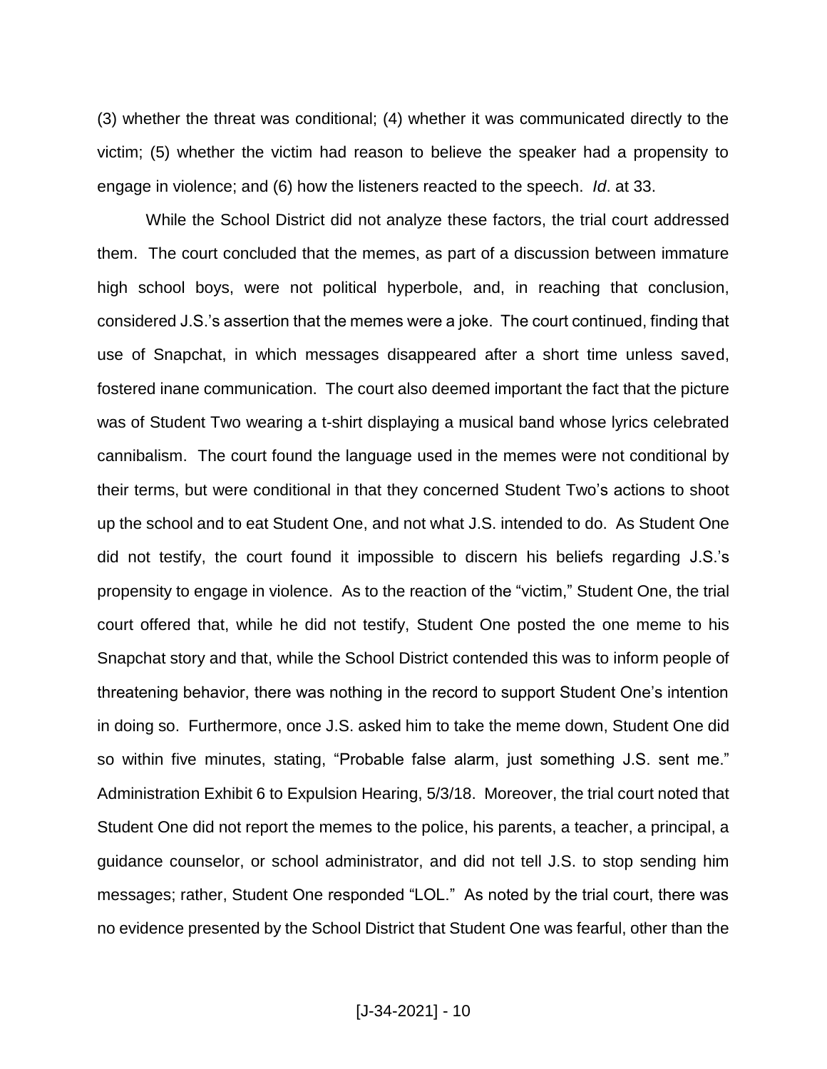(3) whether the threat was conditional; (4) whether it was communicated directly to the victim; (5) whether the victim had reason to believe the speaker had a propensity to engage in violence; and (6) how the listeners reacted to the speech. *Id*. at 33.

While the School District did not analyze these factors, the trial court addressed them. The court concluded that the memes, as part of a discussion between immature high school boys, were not political hyperbole, and, in reaching that conclusion, considered J.S.'s assertion that the memes were a joke. The court continued, finding that use of Snapchat, in which messages disappeared after a short time unless saved, fostered inane communication. The court also deemed important the fact that the picture was of Student Two wearing a t-shirt displaying a musical band whose lyrics celebrated cannibalism. The court found the language used in the memes were not conditional by their terms, but were conditional in that they concerned Student Two's actions to shoot up the school and to eat Student One, and not what J.S. intended to do. As Student One did not testify, the court found it impossible to discern his beliefs regarding J.S.'s propensity to engage in violence. As to the reaction of the "victim," Student One, the trial court offered that, while he did not testify, Student One posted the one meme to his Snapchat story and that, while the School District contended this was to inform people of threatening behavior, there was nothing in the record to support Student One's intention in doing so. Furthermore, once J.S. asked him to take the meme down, Student One did so within five minutes, stating, "Probable false alarm, just something J.S. sent me." Administration Exhibit 6 to Expulsion Hearing, 5/3/18. Moreover, the trial court noted that Student One did not report the memes to the police, his parents, a teacher, a principal, a guidance counselor, or school administrator, and did not tell J.S. to stop sending him messages; rather, Student One responded "LOL." As noted by the trial court, there was no evidence presented by the School District that Student One was fearful, other than the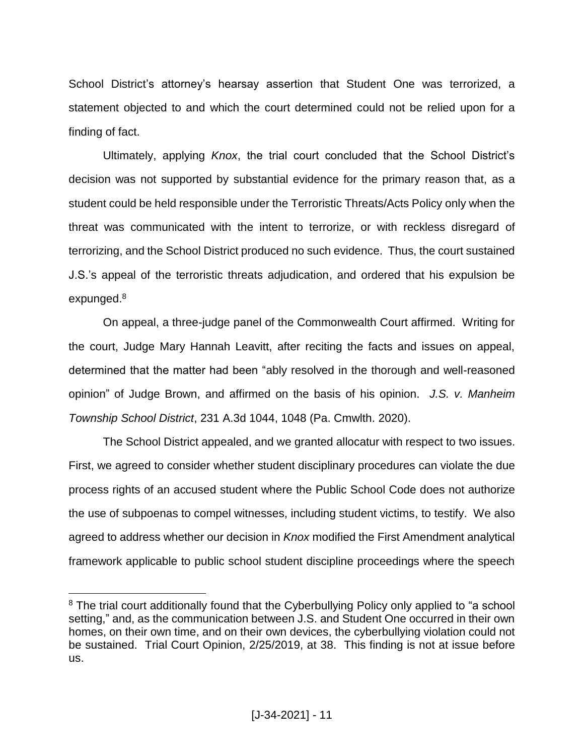School District's attorney's hearsay assertion that Student One was terrorized, a statement objected to and which the court determined could not be relied upon for a finding of fact.

Ultimately, applying *Knox*, the trial court concluded that the School District's decision was not supported by substantial evidence for the primary reason that, as a student could be held responsible under the Terroristic Threats/Acts Policy only when the threat was communicated with the intent to terrorize, or with reckless disregard of terrorizing, and the School District produced no such evidence. Thus, the court sustained J.S.'s appeal of the terroristic threats adjudication, and ordered that his expulsion be expunged.[8]

On appeal, a three-judge panel of the Commonwealth Court affirmed. Writing for the court, Judge Mary Hannah Leavitt, after reciting the facts and issues on appeal, determined that the matter had been "ably resolved in the thorough and well-reasoned opinion" of Judge Brown, and affirmed on the basis of his opinion. *J.S. v. Manheim Township School District*, 231 A.3d 1044, 1048 (Pa. Cmwlth. 2020).

The School District appealed, and we granted allocatur with respect to two issues. First, we agreed to consider whether student disciplinary procedures can violate the due process rights of an accused student where the Public School Code does not authorize the use of subpoenas to compel witnesses, including student victims, to testify. We also agreed to address whether our decision in *Knox* modified the First Amendment analytical framework applicable to public school student discipline proceedings where the speech

[8] The trial court additionally found that the Cyberbullying Policy only applied to "a school setting," and, as the communication between J.S. and Student One occurred in their own homes, on their own time, and on their own devices, the cyberbullying violation could not be sustained. Trial Court Opinion, 2/25/2019, at 38. This finding is not at issue before us.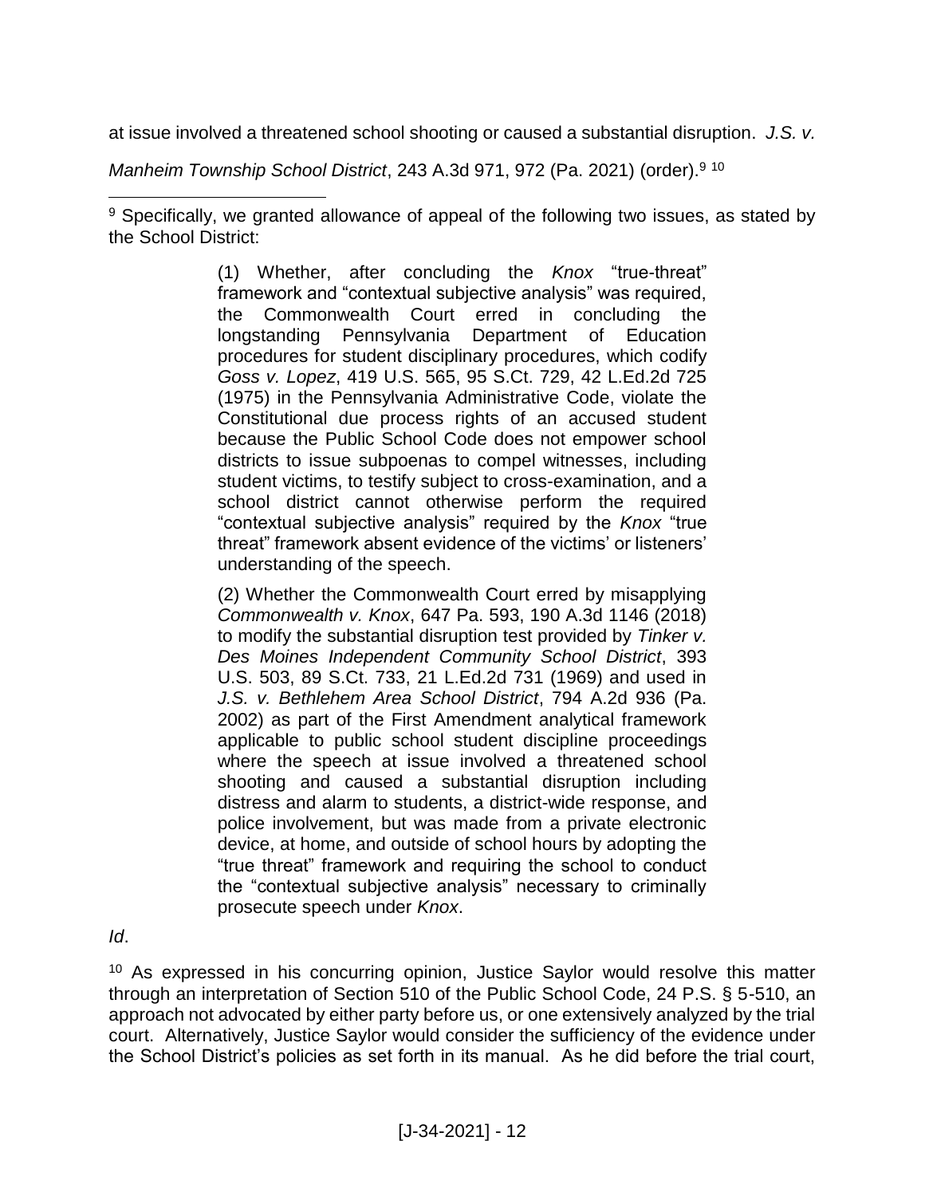at issue involved a threatened school shooting or caused a substantial disruption. *J.S. v. Manheim Township School District*, 243 A.3d 971, 972 (Pa. 2021) (order).[9] [10]

---

[9] Specifically, we granted allowance of appeal of the following two issues, as stated by the School District:

> (1) Whether, after concluding the *Knox* "true-threat" framework and "contextual subjective analysis" was required, the Commonwealth Court erred in concluding the longstanding Pennsylvania Department of Education procedures for student disciplinary procedures, which codify *Goss v. Lopez*, 419 U.S. 565, 95 S.Ct. 729, 42 L.Ed.2d 725 (1975) in the Pennsylvania Administrative Code, violate the Constitutional due process rights of an accused student because the Public School Code does not empower school districts to issue subpoenas to compel witnesses, including student victims, to testify subject to cross-examination, and a school district cannot otherwise perform the required "contextual subjective analysis" required by the *Knox* "true threat" framework absent evidence of the victims' or listeners' understanding of the speech.
>
> (2) Whether the Commonwealth Court erred by misapplying *Commonwealth v. Knox*, 647 Pa. 593, 190 A.3d 1146 (2018) to modify the substantial disruption test provided by *Tinker v. Des Moines Independent Community School District*, 393 U.S. 503, 89 S.Ct. 733, 21 L.Ed.2d 731 (1969) and used in *J.S. v. Bethlehem Area School District*, 794 A.2d 936 (Pa. 2002) as part of the First Amendment analytical framework applicable to public school student discipline proceedings where the speech at issue involved a threatened school shooting and caused a substantial disruption including distress and alarm to students, a district-wide response, and police involvement, but was made from a private electronic device, at home, and outside of school hours by adopting the "true threat" framework and requiring the school to conduct the "contextual subjective analysis" necessary to criminally prosecute speech under *Knox*.

*Id*.

[10] As expressed in his concurring opinion, Justice Saylor would resolve this matter through an interpretation of Section 510 of the Public School Code, 24 P.S. § 5-510, an approach not advocated by either party before us, or one extensively analyzed by the trial court. Alternatively, Justice Saylor would consider the sufficiency of the evidence under the School District's policies as set forth in its manual. As he did before the trial court,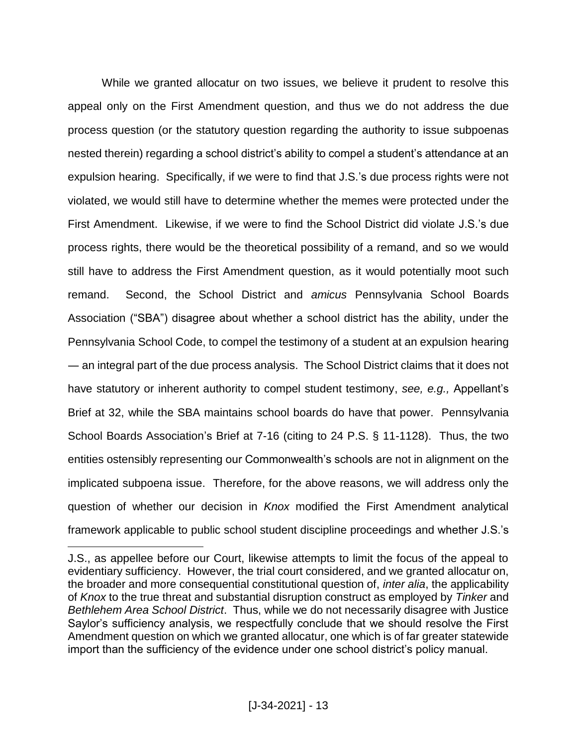While we granted allocatur on two issues, we believe it prudent to resolve this appeal only on the First Amendment question, and thus we do not address the due process question (or the statutory question regarding the authority to issue subpoenas nested therein) regarding a school district's ability to compel a student's attendance at an expulsion hearing. Specifically, if we were to find that J.S.'s due process rights were not violated, we would still have to determine whether the memes were protected under the First Amendment. Likewise, if we were to find the School District did violate J.S.'s due process rights, there would be the theoretical possibility of a remand, and so we would still have to address the First Amendment question, as it would potentially moot such remand. Second, the School District and *amicus* Pennsylvania School Boards Association ("SBA") disagree about whether a school district has the ability, under the Pennsylvania School Code, to compel the testimony of a student at an expulsion hearing — an integral part of the due process analysis. The School District claims that it does not have statutory or inherent authority to compel student testimony, *see, e.g.,* Appellant's Brief at 32, while the SBA maintains school boards do have that power. Pennsylvania School Boards Association's Brief at 7-16 (citing to 24 P.S. § 11-1128). Thus, the two entities ostensibly representing our Commonwealth's schools are not in alignment on the implicated subpoena issue. Therefore, for the above reasons, we will address only the question of whether our decision in *Knox* modified the First Amendment analytical framework applicable to public school student discipline proceedings and whether J.S.'s

J.S., as appellee before our Court, likewise attempts to limit the focus of the appeal to evidentiary sufficiency. However, the trial court considered, and we granted allocatur on, the broader and more consequential constitutional question of, *inter alia*, the applicability of *Knox* to the true threat and substantial disruption construct as employed by *Tinker* and *Bethlehem Area School District*. Thus, while we do not necessarily disagree with Justice Saylor's sufficiency analysis, we respectfully conclude that we should resolve the First Amendment question on which we granted allocatur, one which is of far greater statewide import than the sufficiency of the evidence under one school district's policy manual.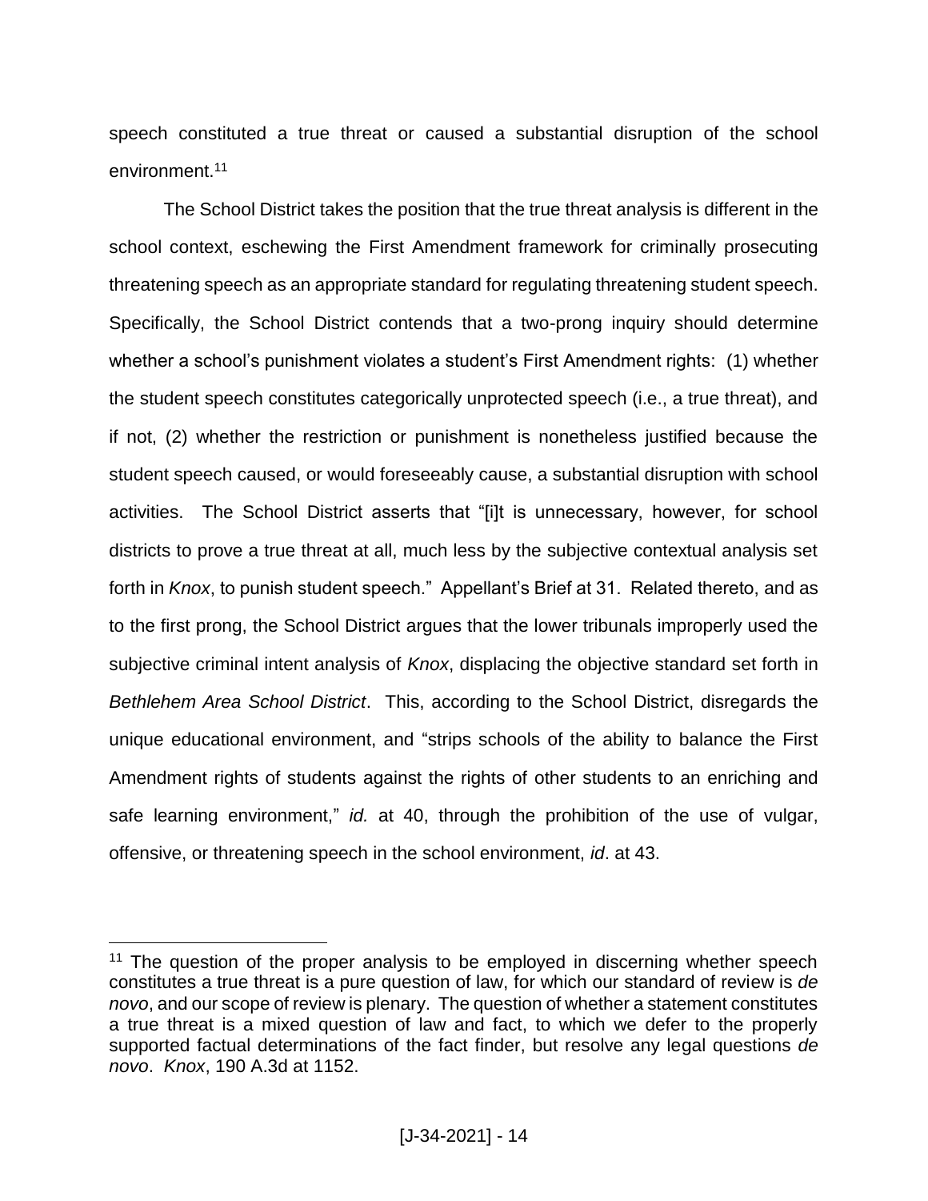speech constituted a true threat or caused a substantial disruption of the school environment.[11]

The School District takes the position that the true threat analysis is different in the school context, eschewing the First Amendment framework for criminally prosecuting threatening speech as an appropriate standard for regulating threatening student speech. Specifically, the School District contends that a two-prong inquiry should determine whether a school's punishment violates a student's First Amendment rights: (1) whether the student speech constitutes categorically unprotected speech (i.e., a true threat), and if not, (2) whether the restriction or punishment is nonetheless justified because the student speech caused, or would foreseeably cause, a substantial disruption with school activities. The School District asserts that "[i]t is unnecessary, however, for school districts to prove a true threat at all, much less by the subjective contextual analysis set forth in *Knox*, to punish student speech." Appellant's Brief at 31. Related thereto, and as to the first prong, the School District argues that the lower tribunals improperly used the subjective criminal intent analysis of *Knox*, displacing the objective standard set forth in *Bethlehem Area School District*. This, according to the School District, disregards the unique educational environment, and "strips schools of the ability to balance the First Amendment rights of students against the rights of other students to an enriching and safe learning environment," *id.* at 40, through the prohibition of the use of vulgar, offensive, or threatening speech in the school environment, *id*. at 43.

---

[11] The question of the proper analysis to be employed in discerning whether speech constitutes a true threat is a pure question of law, for which our standard of review is *de novo*, and our scope of review is plenary. The question of whether a statement constitutes a true threat is a mixed question of law and fact, to which we defer to the properly supported factual determinations of the fact finder, but resolve any legal questions *de novo*. *Knox*, 190 A.3d at 1152.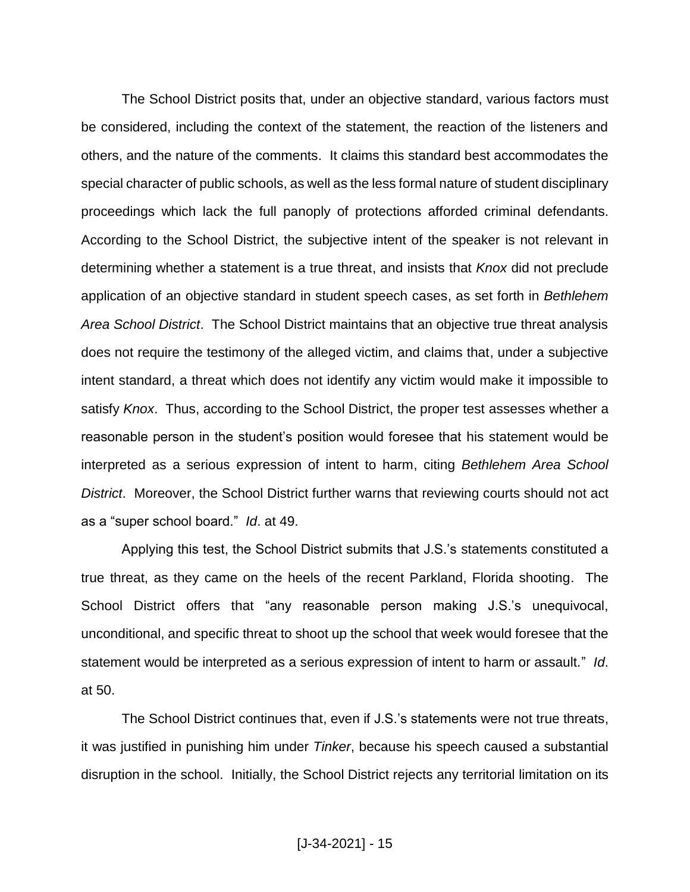The School District posits that, under an objective standard, various factors must be considered, including the context of the statement, the reaction of the listeners and others, and the nature of the comments. It claims this standard best accommodates the special character of public schools, as well as the less formal nature of student disciplinary proceedings which lack the full panoply of protections afforded criminal defendants. According to the School District, the subjective intent of the speaker is not relevant in determining whether a statement is a true threat, and insists that *Knox* did not preclude application of an objective standard in student speech cases, as set forth in *Bethlehem Area School District*. The School District maintains that an objective true threat analysis does not require the testimony of the alleged victim, and claims that, under a subjective intent standard, a threat which does not identify any victim would make it impossible to satisfy *Knox*. Thus, according to the School District, the proper test assesses whether a reasonable person in the student's position would foresee that his statement would be interpreted as a serious expression of intent to harm, citing *Bethlehem Area School District*. Moreover, the School District further warns that reviewing courts should not act as a "super school board." *Id*. at 49.

Applying this test, the School District submits that J.S.'s statements constituted a true threat, as they came on the heels of the recent Parkland, Florida shooting. The School District offers that "any reasonable person making J.S.'s unequivocal, unconditional, and specific threat to shoot up the school that week would foresee that the statement would be interpreted as a serious expression of intent to harm or assault." *Id*. at 50.

The School District continues that, even if J.S.'s statements were not true threats, it was justified in punishing him under *Tinker*, because his speech caused a substantial disruption in the school. Initially, the School District rejects any territorial limitation on its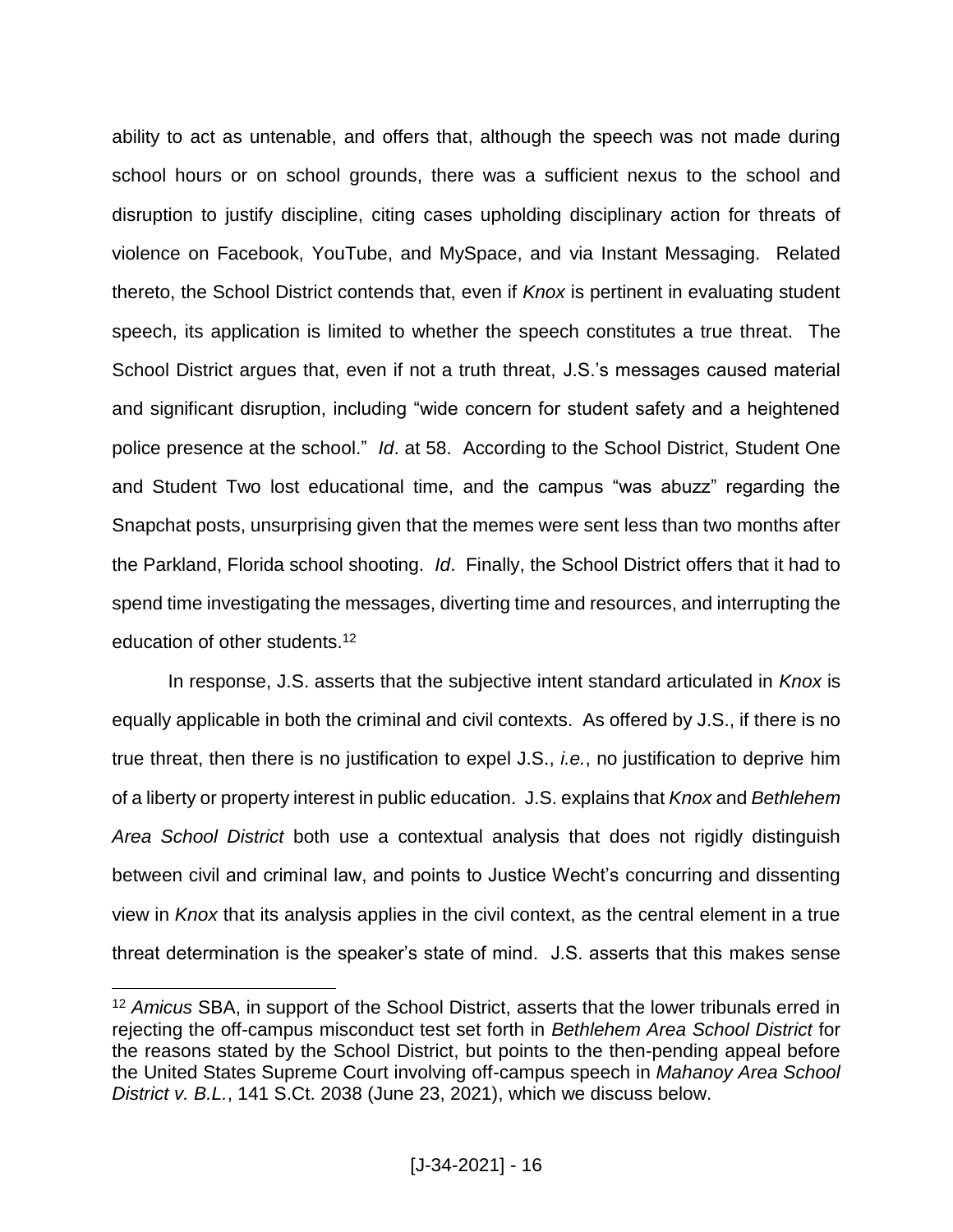ability to act as untenable, and offers that, although the speech was not made during school hours or on school grounds, there was a sufficient nexus to the school and disruption to justify discipline, citing cases upholding disciplinary action for threats of violence on Facebook, YouTube, and MySpace, and via Instant Messaging. Related thereto, the School District contends that, even if *Knox* is pertinent in evaluating student speech, its application is limited to whether the speech constitutes a true threat. The School District argues that, even if not a truth threat, J.S.'s messages caused material and significant disruption, including "wide concern for student safety and a heightened police presence at the school." *Id*. at 58. According to the School District, Student One and Student Two lost educational time, and the campus "was abuzz" regarding the Snapchat posts, unsurprising given that the memes were sent less than two months after the Parkland, Florida school shooting. *Id*. Finally, the School District offers that it had to spend time investigating the messages, diverting time and resources, and interrupting the education of other students.[12]

In response, J.S. asserts that the subjective intent standard articulated in *Knox* is equally applicable in both the criminal and civil contexts. As offered by J.S., if there is no true threat, then there is no justification to expel J.S., *i.e.*, no justification to deprive him of a liberty or property interest in public education. J.S. explains that *Knox* and *Bethlehem Area School District* both use a contextual analysis that does not rigidly distinguish between civil and criminal law, and points to Justice Wecht's concurring and dissenting view in *Knox* that its analysis applies in the civil context, as the central element in a true threat determination is the speaker's state of mind. J.S. asserts that this makes sense

[12] *Amicus* SBA, in support of the School District, asserts that the lower tribunals erred in rejecting the off-campus misconduct test set forth in *Bethlehem Area School District* for the reasons stated by the School District, but points to the then-pending appeal before the United States Supreme Court involving off-campus speech in *Mahanoy Area School District v. B.L.*, 141 S.Ct. 2038 (June 23, 2021), which we discuss below.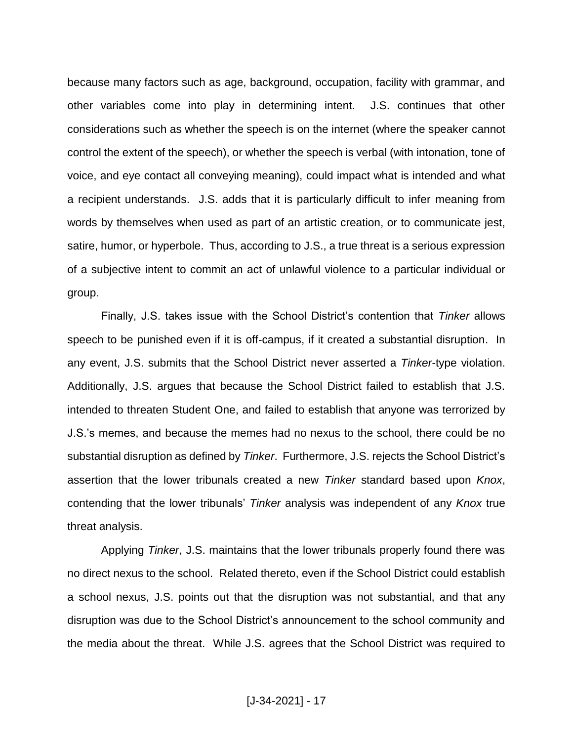because many factors such as age, background, occupation, facility with grammar, and other variables come into play in determining intent. J.S. continues that other considerations such as whether the speech is on the internet (where the speaker cannot control the extent of the speech), or whether the speech is verbal (with intonation, tone of voice, and eye contact all conveying meaning), could impact what is intended and what a recipient understands. J.S. adds that it is particularly difficult to infer meaning from words by themselves when used as part of an artistic creation, or to communicate jest, satire, humor, or hyperbole. Thus, according to J.S., a true threat is a serious expression of a subjective intent to commit an act of unlawful violence to a particular individual or group.

Finally, J.S. takes issue with the School District's contention that *Tinker* allows speech to be punished even if it is off-campus, if it created a substantial disruption. In any event, J.S. submits that the School District never asserted a *Tinker*-type violation. Additionally, J.S. argues that because the School District failed to establish that J.S. intended to threaten Student One, and failed to establish that anyone was terrorized by J.S.'s memes, and because the memes had no nexus to the school, there could be no substantial disruption as defined by *Tinker*. Furthermore, J.S. rejects the School District's assertion that the lower tribunals created a new *Tinker* standard based upon *Knox*, contending that the lower tribunals' *Tinker* analysis was independent of any *Knox* true threat analysis.

Applying *Tinker*, J.S. maintains that the lower tribunals properly found there was no direct nexus to the school. Related thereto, even if the School District could establish a school nexus, J.S. points out that the disruption was not substantial, and that any disruption was due to the School District's announcement to the school community and the media about the threat. While J.S. agrees that the School District was required to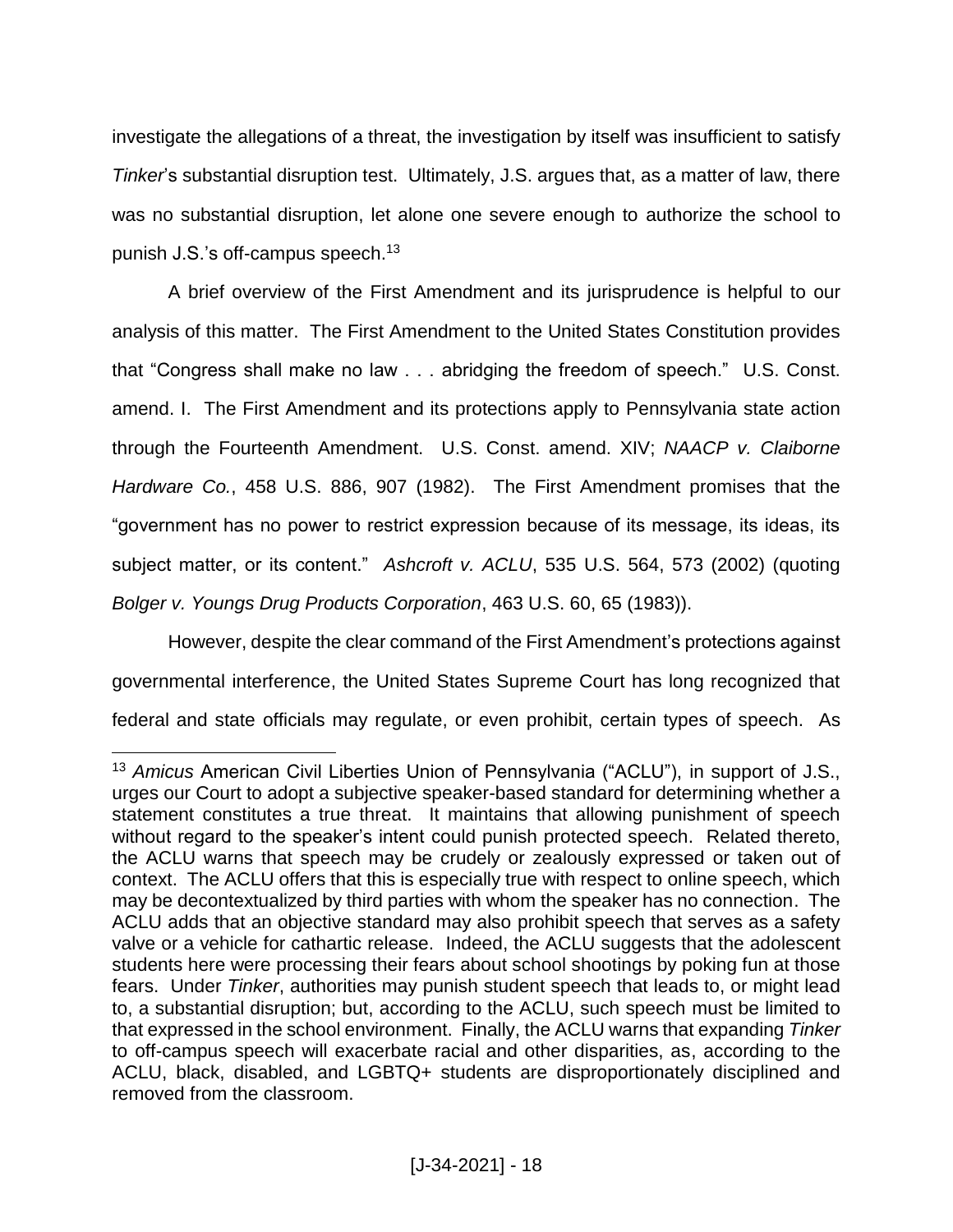investigate the allegations of a threat, the investigation by itself was insufficient to satisfy *Tinker*'s substantial disruption test. Ultimately, J.S. argues that, as a matter of law, there was no substantial disruption, let alone one severe enough to authorize the school to punish J.S.'s off-campus speech.[13]

A brief overview of the First Amendment and its jurisprudence is helpful to our analysis of this matter. The First Amendment to the United States Constitution provides that "Congress shall make no law . . . abridging the freedom of speech." U.S. Const. amend. I. The First Amendment and its protections apply to Pennsylvania state action through the Fourteenth Amendment. U.S. Const. amend. XIV; *NAACP v. Claiborne Hardware Co.*, 458 U.S. 886, 907 (1982). The First Amendment promises that the "government has no power to restrict expression because of its message, its ideas, its subject matter, or its content." *Ashcroft v. ACLU*, 535 U.S. 564, 573 (2002) (quoting *Bolger v. Youngs Drug Products Corporation*, 463 U.S. 60, 65 (1983)).

However, despite the clear command of the First Amendment's protections against governmental interference, the United States Supreme Court has long recognized that federal and state officials may regulate, or even prohibit, certain types of speech. As

---

[13] *Amicus* American Civil Liberties Union of Pennsylvania ("ACLU"), in support of J.S., urges our Court to adopt a subjective speaker-based standard for determining whether a statement constitutes a true threat. It maintains that allowing punishment of speech without regard to the speaker's intent could punish protected speech. Related thereto, the ACLU warns that speech may be crudely or zealously expressed or taken out of context. The ACLU offers that this is especially true with respect to online speech, which may be decontextualized by third parties with whom the speaker has no connection. The ACLU adds that an objective standard may also prohibit speech that serves as a safety valve or a vehicle for cathartic release. Indeed, the ACLU suggests that the adolescent students here were processing their fears about school shootings by poking fun at those fears. Under *Tinker*, authorities may punish student speech that leads to, or might lead to, a substantial disruption; but, according to the ACLU, such speech must be limited to that expressed in the school environment. Finally, the ACLU warns that expanding *Tinker* to off-campus speech will exacerbate racial and other disparities, as, according to the ACLU, black, disabled, and LGBTQ+ students are disproportionately disciplined and removed from the classroom.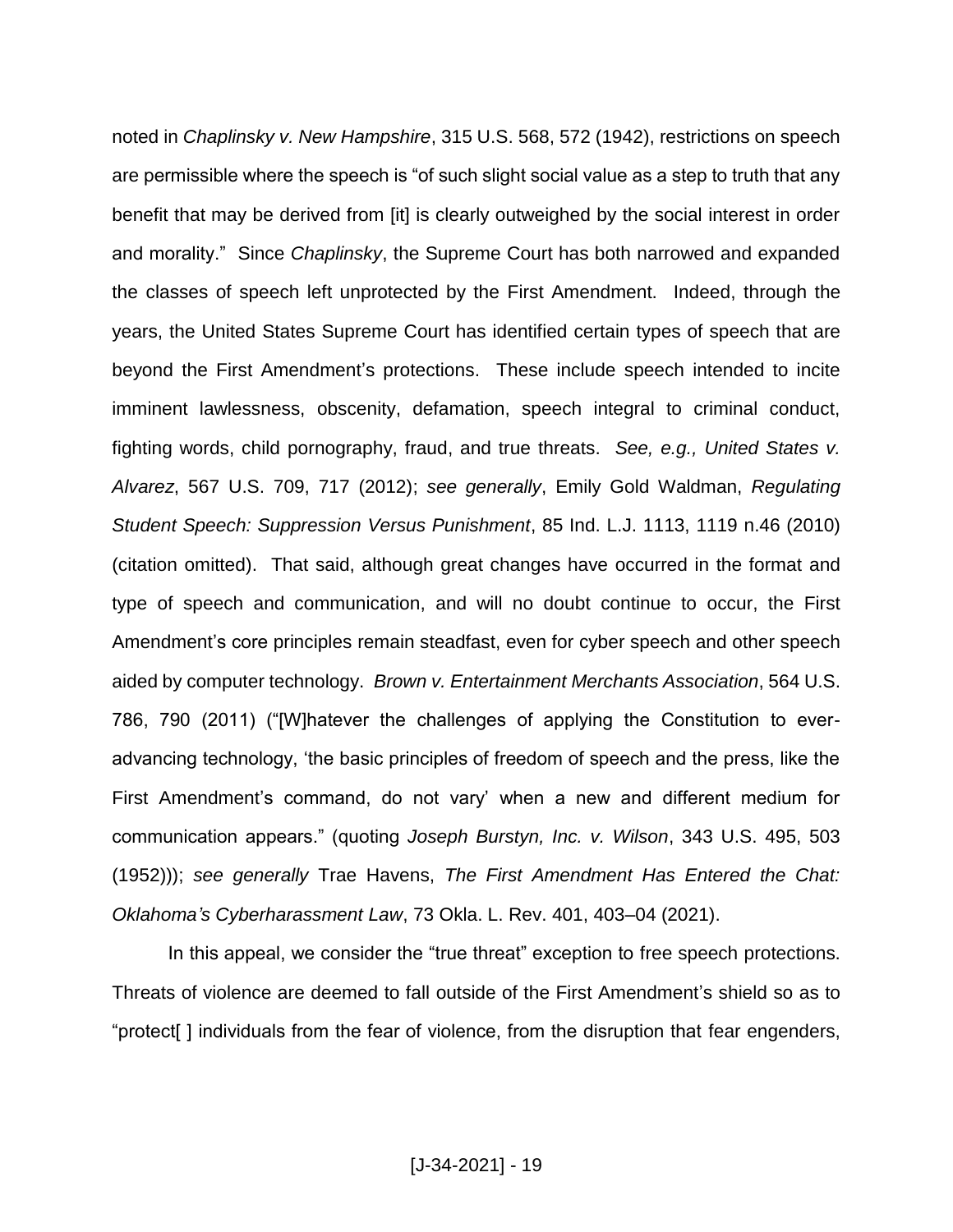noted in *Chaplinsky v. New Hampshire*, 315 U.S. 568, 572 (1942), restrictions on speech are permissible where the speech is "of such slight social value as a step to truth that any benefit that may be derived from [it] is clearly outweighed by the social interest in order and morality." Since *Chaplinsky*, the Supreme Court has both narrowed and expanded the classes of speech left unprotected by the First Amendment. Indeed, through the years, the United States Supreme Court has identified certain types of speech that are beyond the First Amendment's protections. These include speech intended to incite imminent lawlessness, obscenity, defamation, speech integral to criminal conduct, fighting words, child pornography, fraud, and true threats. *See, e.g., United States v. Alvarez*, 567 U.S. 709, 717 (2012); *see generally*, Emily Gold Waldman, *Regulating Student Speech: Suppression Versus Punishment*, 85 Ind. L.J. 1113, 1119 n.46 (2010) (citation omitted). That said, although great changes have occurred in the format and type of speech and communication, and will no doubt continue to occur, the First Amendment's core principles remain steadfast, even for cyber speech and other speech aided by computer technology. *Brown v. Entertainment Merchants Association*, 564 U.S. 786, 790 (2011) ("[W]hatever the challenges of applying the Constitution to ever-advancing technology, 'the basic principles of freedom of speech and the press, like the First Amendment's command, do not vary' when a new and different medium for communication appears." (quoting *Joseph Burstyn, Inc. v. Wilson*, 343 U.S. 495, 503 (1952))); *see generally* Trae Havens, *The First Amendment Has Entered the Chat: Oklahoma's Cyberharassment Law*, 73 Okla. L. Rev. 401, 403–04 (2021).

In this appeal, we consider the "true threat" exception to free speech protections. Threats of violence are deemed to fall outside of the First Amendment's shield so as to "protect[ ] individuals from the fear of violence, from the disruption that fear engenders,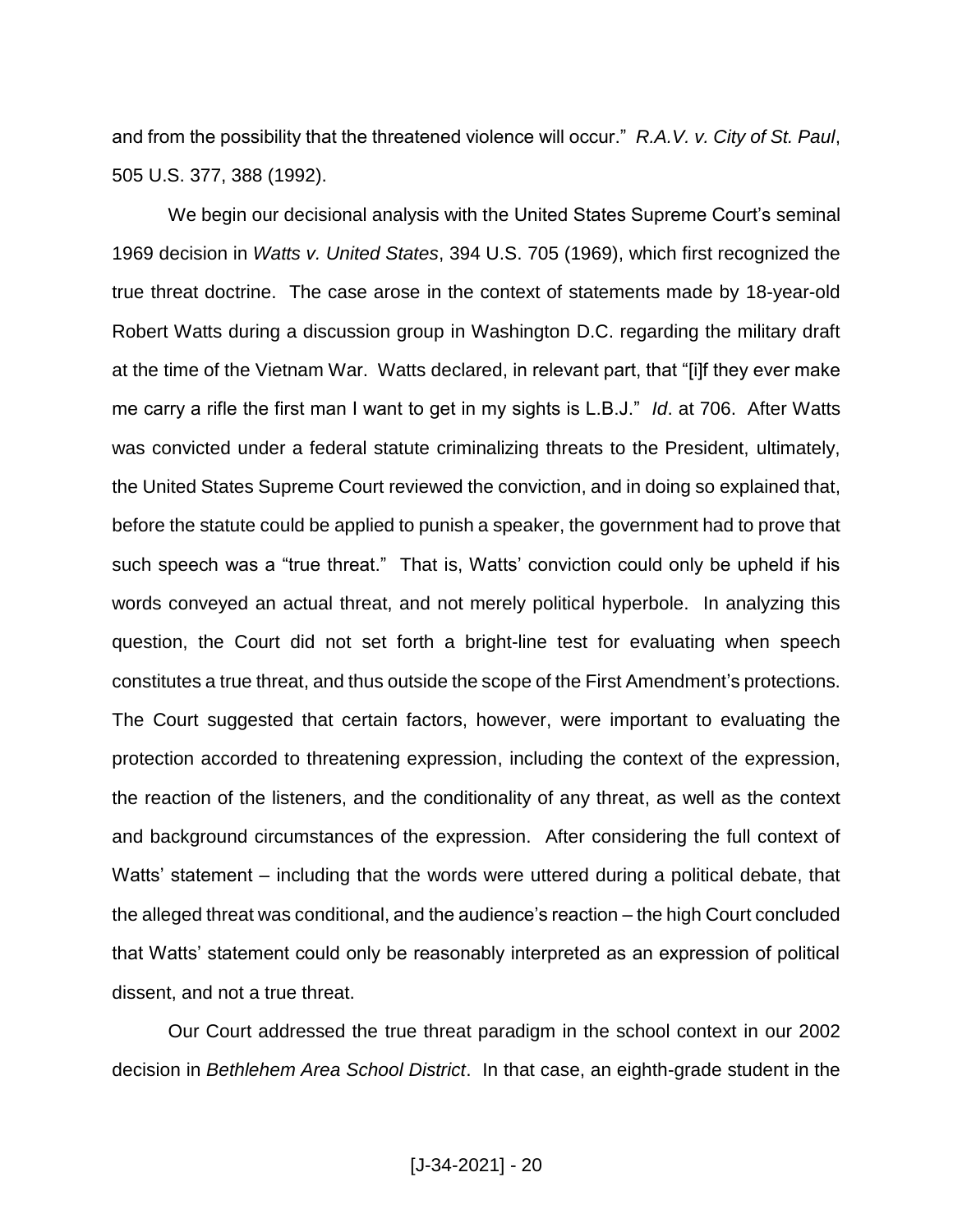and from the possibility that the threatened violence will occur." *R.A.V. v. City of St. Paul*, 505 U.S. 377, 388 (1992).

We begin our decisional analysis with the United States Supreme Court's seminal 1969 decision in *Watts v. United States*, 394 U.S. 705 (1969), which first recognized the true threat doctrine. The case arose in the context of statements made by 18-year-old Robert Watts during a discussion group in Washington D.C. regarding the military draft at the time of the Vietnam War. Watts declared, in relevant part, that "[i]f they ever make me carry a rifle the first man I want to get in my sights is L.B.J." *Id*. at 706. After Watts was convicted under a federal statute criminalizing threats to the President, ultimately, the United States Supreme Court reviewed the conviction, and in doing so explained that, before the statute could be applied to punish a speaker, the government had to prove that such speech was a "true threat." That is, Watts' conviction could only be upheld if his words conveyed an actual threat, and not merely political hyperbole. In analyzing this question, the Court did not set forth a bright-line test for evaluating when speech constitutes a true threat, and thus outside the scope of the First Amendment's protections. The Court suggested that certain factors, however, were important to evaluating the protection accorded to threatening expression, including the context of the expression, the reaction of the listeners, and the conditionality of any threat, as well as the context and background circumstances of the expression. After considering the full context of Watts' statement – including that the words were uttered during a political debate, that the alleged threat was conditional, and the audience's reaction – the high Court concluded that Watts' statement could only be reasonably interpreted as an expression of political dissent, and not a true threat.

Our Court addressed the true threat paradigm in the school context in our 2002 decision in *Bethlehem Area School District*. In that case, an eighth-grade student in the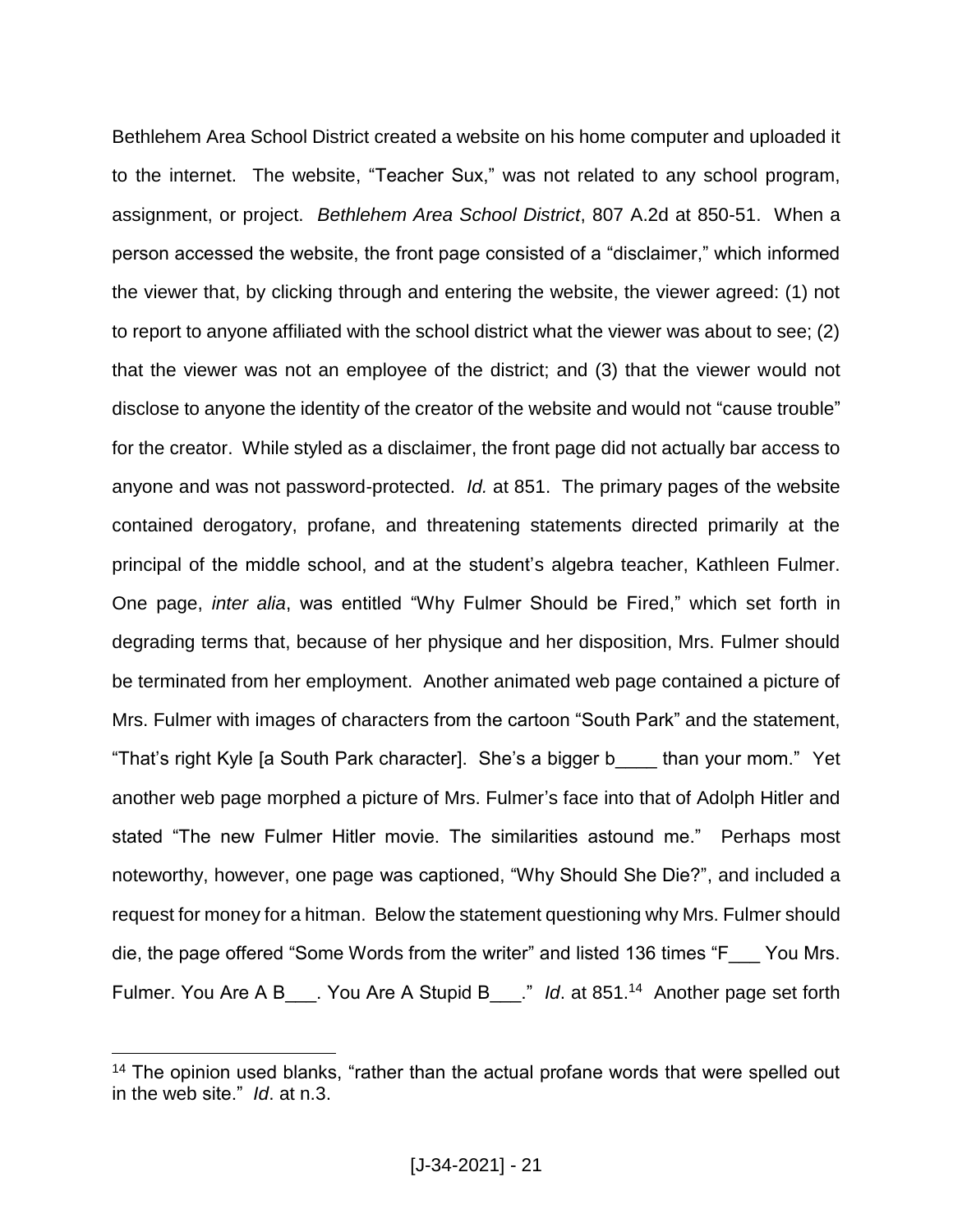Bethlehem Area School District created a website on his home computer and uploaded it to the internet. The website, "Teacher Sux," was not related to any school program, assignment, or project. *Bethlehem Area School District*, 807 A.2d at 850-51. When a person accessed the website, the front page consisted of a "disclaimer," which informed the viewer that, by clicking through and entering the website, the viewer agreed: (1) not to report to anyone affiliated with the school district what the viewer was about to see; (2) that the viewer was not an employee of the district; and (3) that the viewer would not disclose to anyone the identity of the creator of the website and would not "cause trouble" for the creator. While styled as a disclaimer, the front page did not actually bar access to anyone and was not password-protected. *Id.* at 851. The primary pages of the website contained derogatory, profane, and threatening statements directed primarily at the principal of the middle school, and at the student's algebra teacher, Kathleen Fulmer. One page, *inter alia*, was entitled "Why Fulmer Should be Fired," which set forth in degrading terms that, because of her physique and her disposition, Mrs. Fulmer should be terminated from her employment. Another animated web page contained a picture of Mrs. Fulmer with images of characters from the cartoon "South Park" and the statement, "That's right Kyle [a South Park character]. She's a bigger b____ than your mom." Yet another web page morphed a picture of Mrs. Fulmer's face into that of Adolph Hitler and stated "The new Fulmer Hitler movie. The similarities astound me." Perhaps most noteworthy, however, one page was captioned, "Why Should She Die?", and included a request for money for a hitman. Below the statement questioning why Mrs. Fulmer should die, the page offered "Some Words from the writer" and listed 136 times "F___ You Mrs. Fulmer. You Are A B___. You Are A Stupid B___." *Id*. at 851.[14] Another page set forth

[14] The opinion used blanks, "rather than the actual profane words that were spelled out in the web site." *Id*. at n.3.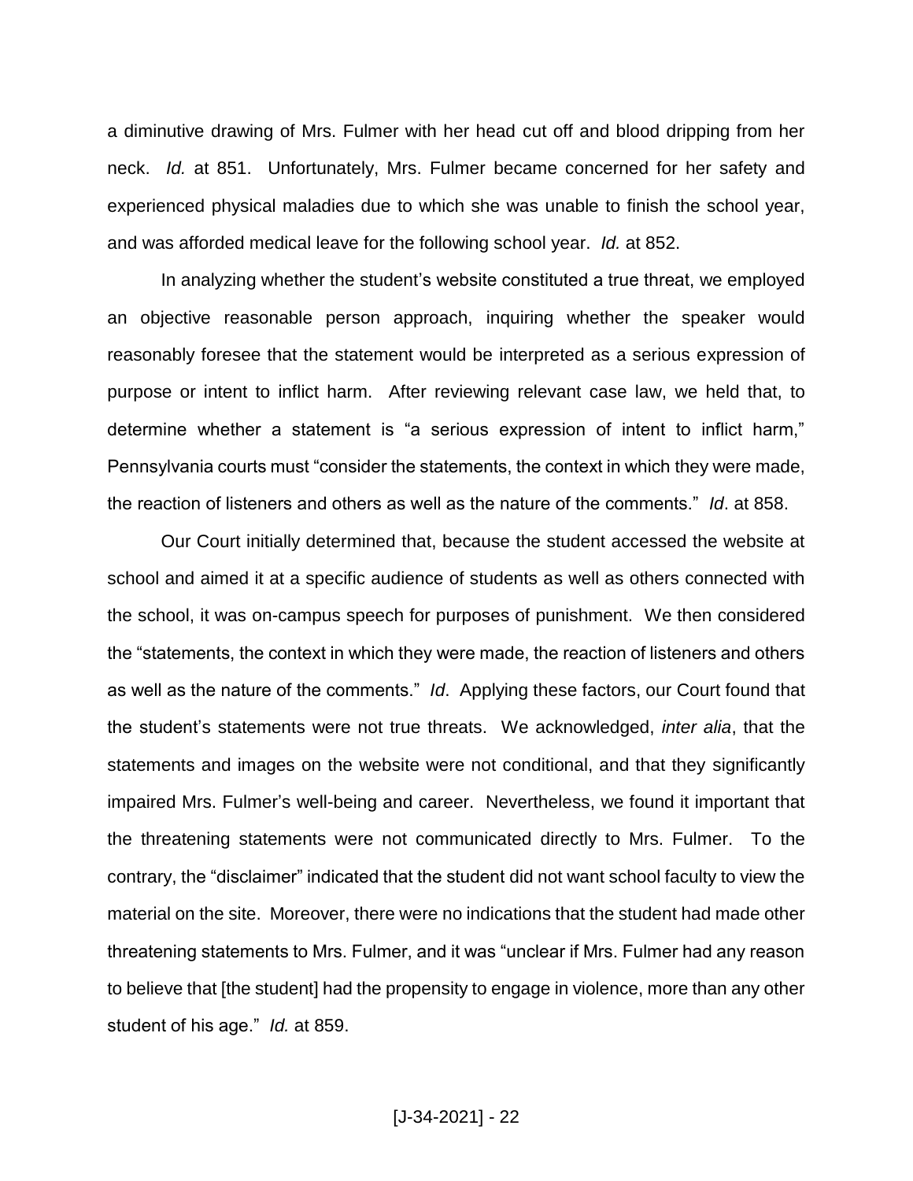a diminutive drawing of Mrs. Fulmer with her head cut off and blood dripping from her neck. *Id.* at 851. Unfortunately, Mrs. Fulmer became concerned for her safety and experienced physical maladies due to which she was unable to finish the school year, and was afforded medical leave for the following school year. *Id.* at 852.

In analyzing whether the student's website constituted a true threat, we employed an objective reasonable person approach, inquiring whether the speaker would reasonably foresee that the statement would be interpreted as a serious expression of purpose or intent to inflict harm. After reviewing relevant case law, we held that, to determine whether a statement is "a serious expression of intent to inflict harm," Pennsylvania courts must "consider the statements, the context in which they were made, the reaction of listeners and others as well as the nature of the comments." *Id*. at 858.

Our Court initially determined that, because the student accessed the website at school and aimed it at a specific audience of students as well as others connected with the school, it was on-campus speech for purposes of punishment. We then considered the "statements, the context in which they were made, the reaction of listeners and others as well as the nature of the comments." *Id*. Applying these factors, our Court found that the student's statements were not true threats. We acknowledged, *inter alia*, that the statements and images on the website were not conditional, and that they significantly impaired Mrs. Fulmer's well-being and career. Nevertheless, we found it important that the threatening statements were not communicated directly to Mrs. Fulmer. To the contrary, the "disclaimer" indicated that the student did not want school faculty to view the material on the site. Moreover, there were no indications that the student had made other threatening statements to Mrs. Fulmer, and it was "unclear if Mrs. Fulmer had any reason to believe that [the student] had the propensity to engage in violence, more than any other student of his age." *Id.* at 859.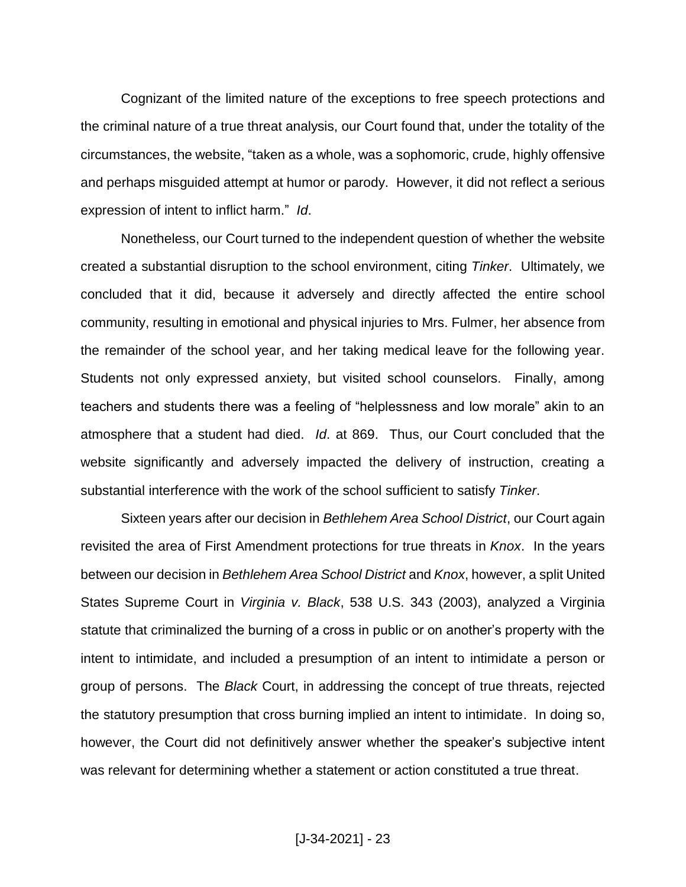Cognizant of the limited nature of the exceptions to free speech protections and the criminal nature of a true threat analysis, our Court found that, under the totality of the circumstances, the website, "taken as a whole, was a sophomoric, crude, highly offensive and perhaps misguided attempt at humor or parody. However, it did not reflect a serious expression of intent to inflict harm." *Id*.

Nonetheless, our Court turned to the independent question of whether the website created a substantial disruption to the school environment, citing *Tinker*. Ultimately, we concluded that it did, because it adversely and directly affected the entire school community, resulting in emotional and physical injuries to Mrs. Fulmer, her absence from the remainder of the school year, and her taking medical leave for the following year. Students not only expressed anxiety, but visited school counselors. Finally, among teachers and students there was a feeling of "helplessness and low morale" akin to an atmosphere that a student had died. *Id*. at 869. Thus, our Court concluded that the website significantly and adversely impacted the delivery of instruction, creating a substantial interference with the work of the school sufficient to satisfy *Tinker*.

Sixteen years after our decision in *Bethlehem Area School District*, our Court again revisited the area of First Amendment protections for true threats in *Knox*. In the years between our decision in *Bethlehem Area School District* and *Knox*, however, a split United States Supreme Court in *Virginia v. Black*, 538 U.S. 343 (2003), analyzed a Virginia statute that criminalized the burning of a cross in public or on another's property with the intent to intimidate, and included a presumption of an intent to intimidate a person or group of persons. The *Black* Court, in addressing the concept of true threats, rejected the statutory presumption that cross burning implied an intent to intimidate. In doing so, however, the Court did not definitively answer whether the speaker's subjective intent was relevant for determining whether a statement or action constituted a true threat.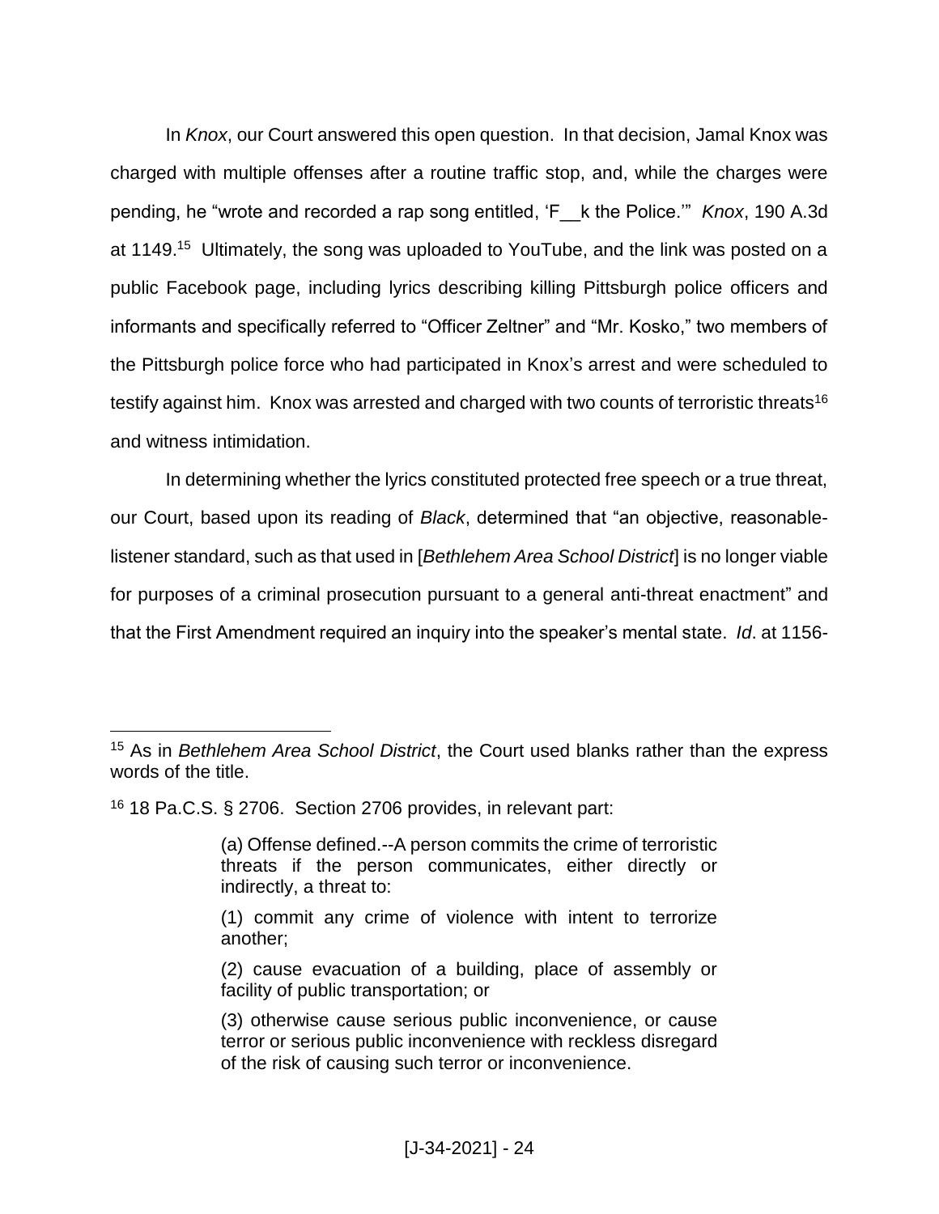In *Knox*, our Court answered this open question. In that decision, Jamal Knox was charged with multiple offenses after a routine traffic stop, and, while the charges were pending, he "wrote and recorded a rap song entitled, 'F__k the Police.'" *Knox*, 190 A.3d at 1149.[15] Ultimately, the song was uploaded to YouTube, and the link was posted on a public Facebook page, including lyrics describing killing Pittsburgh police officers and informants and specifically referred to "Officer Zeltner" and "Mr. Kosko," two members of the Pittsburgh police force who had participated in Knox's arrest and were scheduled to testify against him. Knox was arrested and charged with two counts of terroristic threats[16] and witness intimidation.

In determining whether the lyrics constituted protected free speech or a true threat, our Court, based upon its reading of *Black*, determined that "an objective, reasonable-listener standard, such as that used in [*Bethlehem Area School District*] is no longer viable for purposes of a criminal prosecution pursuant to a general anti-threat enactment" and that the First Amendment required an inquiry into the speaker's mental state. *Id*. at 1156-

---

[15] As in *Bethlehem Area School District*, the Court used blanks rather than the express words of the title.

[16] 18 Pa.C.S. § 2706. Section 2706 provides, in relevant part:

> (a) Offense defined.--A person commits the crime of terroristic threats if the person communicates, either directly or indirectly, a threat to:
>
> (1) commit any crime of violence with intent to terrorize another;
>
> (2) cause evacuation of a building, place of assembly or facility of public transportation; or
>
> (3) otherwise cause serious public inconvenience, or cause terror or serious public inconvenience with reckless disregard of the risk of causing such terror or inconvenience.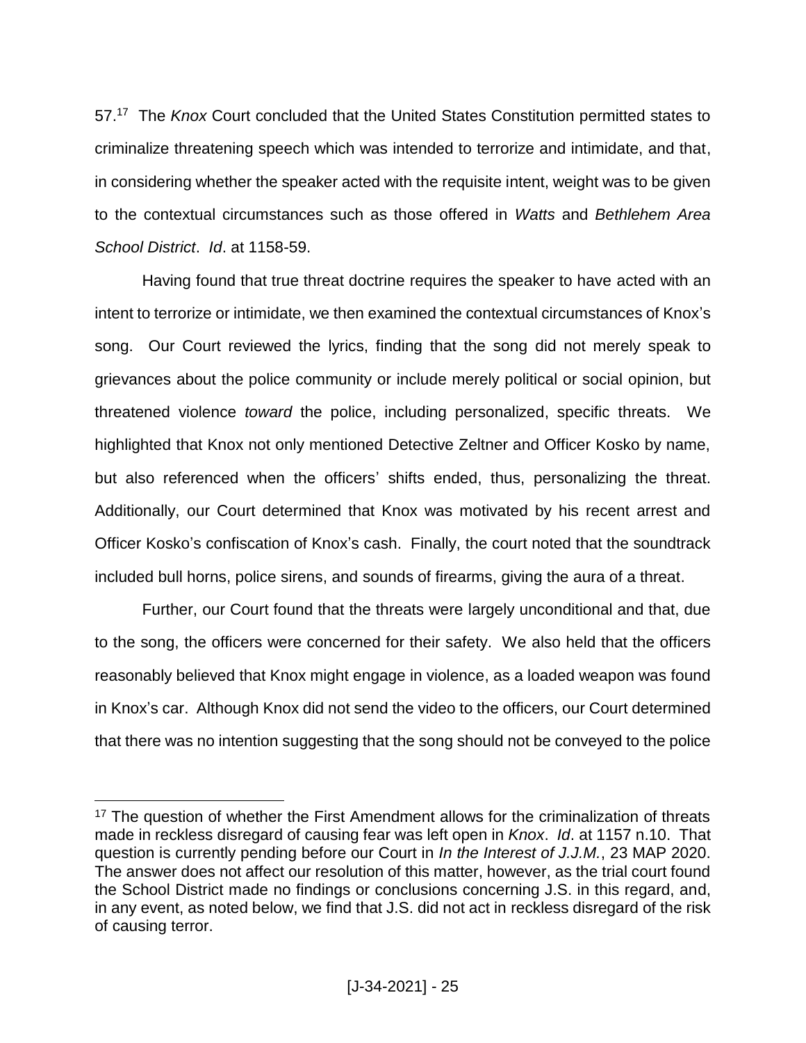57.[17] The *Knox* Court concluded that the United States Constitution permitted states to criminalize threatening speech which was intended to terrorize and intimidate, and that, in considering whether the speaker acted with the requisite intent, weight was to be given to the contextual circumstances such as those offered in *Watts* and *Bethlehem Area School District*. *Id*. at 1158-59.

Having found that true threat doctrine requires the speaker to have acted with an intent to terrorize or intimidate, we then examined the contextual circumstances of Knox's song. Our Court reviewed the lyrics, finding that the song did not merely speak to grievances about the police community or include merely political or social opinion, but threatened violence *toward* the police, including personalized, specific threats. We highlighted that Knox not only mentioned Detective Zeltner and Officer Kosko by name, but also referenced when the officers' shifts ended, thus, personalizing the threat. Additionally, our Court determined that Knox was motivated by his recent arrest and Officer Kosko's confiscation of Knox's cash. Finally, the court noted that the soundtrack included bull horns, police sirens, and sounds of firearms, giving the aura of a threat.

Further, our Court found that the threats were largely unconditional and that, due to the song, the officers were concerned for their safety. We also held that the officers reasonably believed that Knox might engage in violence, as a loaded weapon was found in Knox's car. Although Knox did not send the video to the officers, our Court determined that there was no intention suggesting that the song should not be conveyed to the police

[17] The question of whether the First Amendment allows for the criminalization of threats made in reckless disregard of causing fear was left open in *Knox*. *Id*. at 1157 n.10. That question is currently pending before our Court in *In the Interest of J.J.M.*, 23 MAP 2020. The answer does not affect our resolution of this matter, however, as the trial court found the School District made no findings or conclusions concerning J.S. in this regard, and, in any event, as noted below, we find that J.S. did not act in reckless disregard of the risk of causing terror.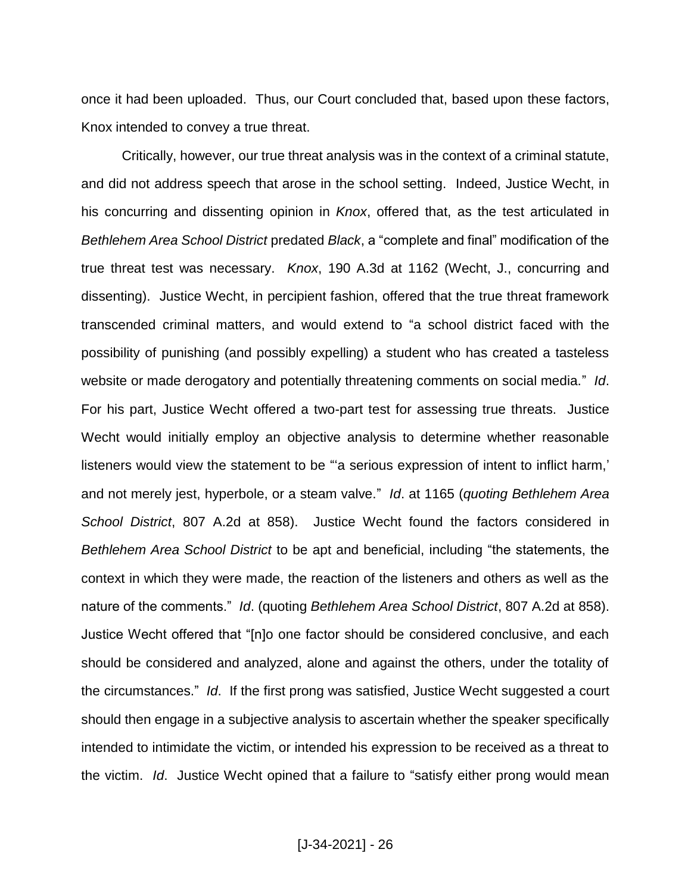once it had been uploaded. Thus, our Court concluded that, based upon these factors, Knox intended to convey a true threat.

Critically, however, our true threat analysis was in the context of a criminal statute, and did not address speech that arose in the school setting. Indeed, Justice Wecht, in his concurring and dissenting opinion in *Knox*, offered that, as the test articulated in *Bethlehem Area School District* predated *Black*, a "complete and final" modification of the true threat test was necessary. *Knox*, 190 A.3d at 1162 (Wecht, J., concurring and dissenting). Justice Wecht, in percipient fashion, offered that the true threat framework transcended criminal matters, and would extend to "a school district faced with the possibility of punishing (and possibly expelling) a student who has created a tasteless website or made derogatory and potentially threatening comments on social media." *Id*. For his part, Justice Wecht offered a two-part test for assessing true threats. Justice Wecht would initially employ an objective analysis to determine whether reasonable listeners would view the statement to be "'a serious expression of intent to inflict harm,' and not merely jest, hyperbole, or a steam valve." *Id*. at 1165 (*quoting Bethlehem Area School District*, 807 A.2d at 858). Justice Wecht found the factors considered in *Bethlehem Area School District* to be apt and beneficial, including "the statements, the context in which they were made, the reaction of the listeners and others as well as the nature of the comments." *Id*. (quoting *Bethlehem Area School District*, 807 A.2d at 858). Justice Wecht offered that "[n]o one factor should be considered conclusive, and each should be considered and analyzed, alone and against the others, under the totality of the circumstances." *Id*. If the first prong was satisfied, Justice Wecht suggested a court should then engage in a subjective analysis to ascertain whether the speaker specifically intended to intimidate the victim, or intended his expression to be received as a threat to the victim. *Id*. Justice Wecht opined that a failure to "satisfy either prong would mean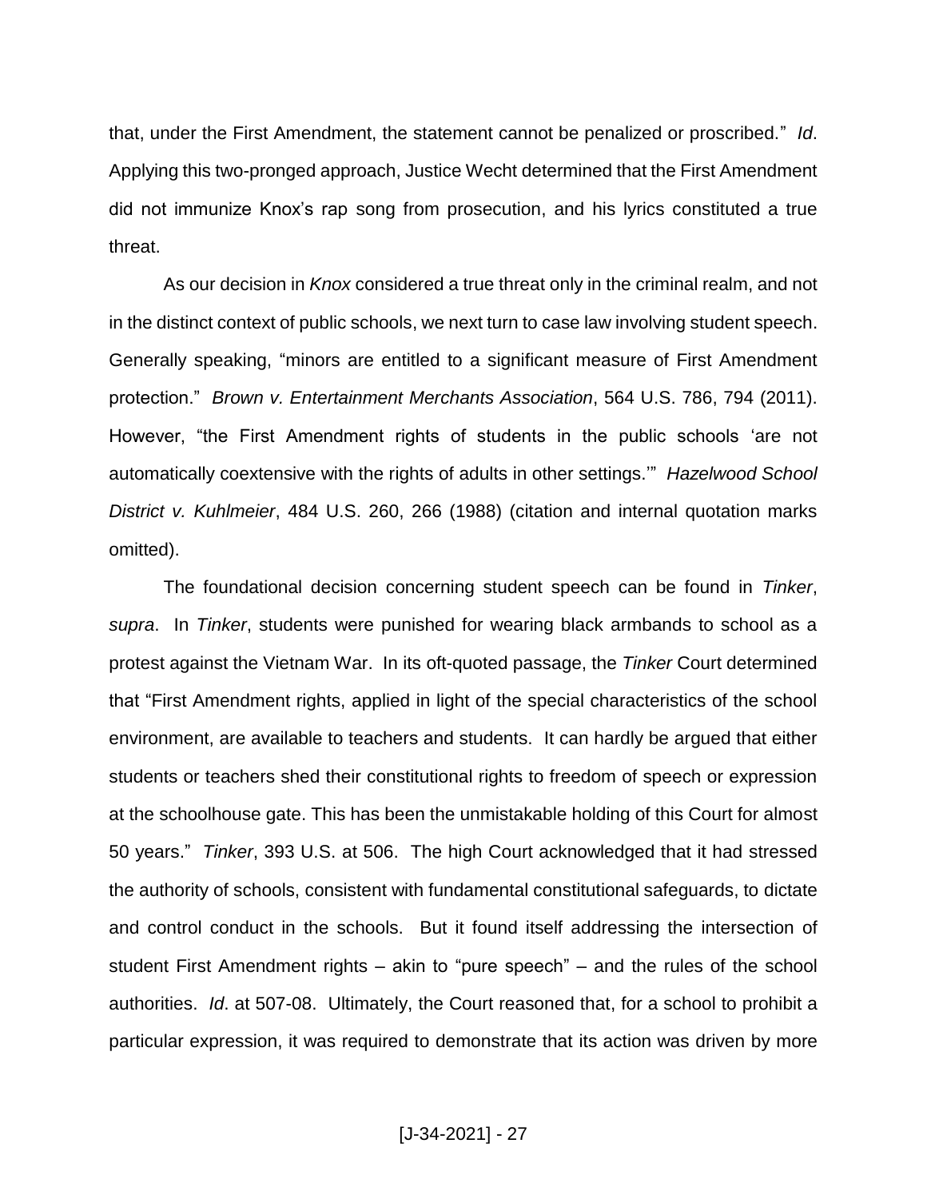that, under the First Amendment, the statement cannot be penalized or proscribed." *Id*. Applying this two-pronged approach, Justice Wecht determined that the First Amendment did not immunize Knox's rap song from prosecution, and his lyrics constituted a true threat.

As our decision in *Knox* considered a true threat only in the criminal realm, and not in the distinct context of public schools, we next turn to case law involving student speech. Generally speaking, "minors are entitled to a significant measure of First Amendment protection." *Brown v. Entertainment Merchants Association*, 564 U.S. 786, 794 (2011). However, "the First Amendment rights of students in the public schools 'are not automatically coextensive with the rights of adults in other settings.'" *Hazelwood School District v. Kuhlmeier*, 484 U.S. 260, 266 (1988) (citation and internal quotation marks omitted).

The foundational decision concerning student speech can be found in *Tinker*, *supra*. In *Tinker*, students were punished for wearing black armbands to school as a protest against the Vietnam War. In its oft-quoted passage, the *Tinker* Court determined that "First Amendment rights, applied in light of the special characteristics of the school environment, are available to teachers and students. It can hardly be argued that either students or teachers shed their constitutional rights to freedom of speech or expression at the schoolhouse gate. This has been the unmistakable holding of this Court for almost 50 years." *Tinker*, 393 U.S. at 506. The high Court acknowledged that it had stressed the authority of schools, consistent with fundamental constitutional safeguards, to dictate and control conduct in the schools. But it found itself addressing the intersection of student First Amendment rights – akin to "pure speech" – and the rules of the school authorities. *Id*. at 507-08. Ultimately, the Court reasoned that, for a school to prohibit a particular expression, it was required to demonstrate that its action was driven by more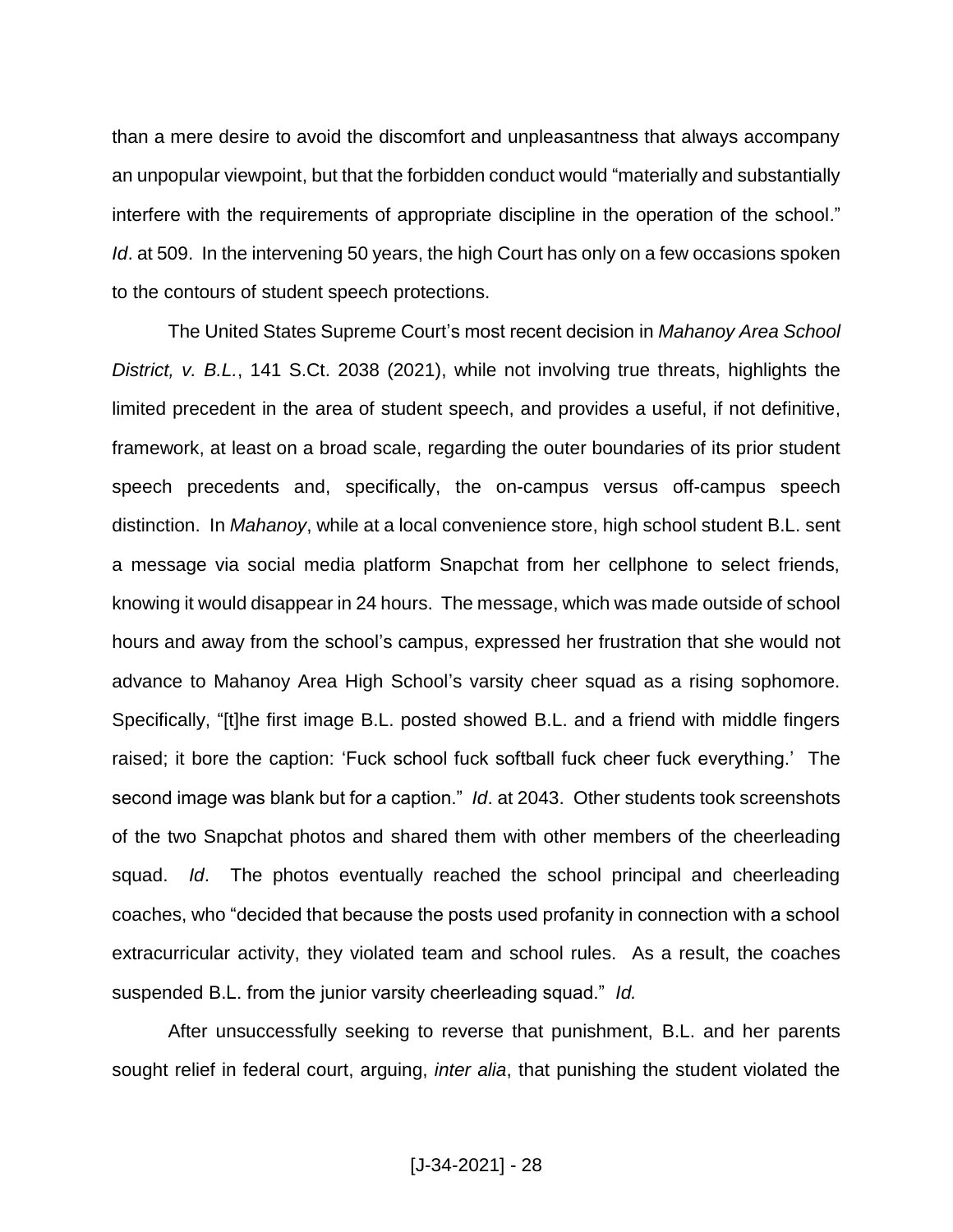than a mere desire to avoid the discomfort and unpleasantness that always accompany an unpopular viewpoint, but that the forbidden conduct would "materially and substantially interfere with the requirements of appropriate discipline in the operation of the school." *Id*. at 509. In the intervening 50 years, the high Court has only on a few occasions spoken to the contours of student speech protections.

The United States Supreme Court's most recent decision in *Mahanoy Area School District, v. B.L.*, 141 S.Ct. 2038 (2021), while not involving true threats, highlights the limited precedent in the area of student speech, and provides a useful, if not definitive, framework, at least on a broad scale, regarding the outer boundaries of its prior student speech precedents and, specifically, the on-campus versus off-campus speech distinction. In *Mahanoy*, while at a local convenience store, high school student B.L. sent a message via social media platform Snapchat from her cellphone to select friends, knowing it would disappear in 24 hours. The message, which was made outside of school hours and away from the school's campus, expressed her frustration that she would not advance to Mahanoy Area High School's varsity cheer squad as a rising sophomore. Specifically, "[t]he first image B.L. posted showed B.L. and a friend with middle fingers raised; it bore the caption: 'Fuck school fuck softball fuck cheer fuck everything.' The second image was blank but for a caption." *Id*. at 2043. Other students took screenshots of the two Snapchat photos and shared them with other members of the cheerleading squad. *Id*. The photos eventually reached the school principal and cheerleading coaches, who "decided that because the posts used profanity in connection with a school extracurricular activity, they violated team and school rules. As a result, the coaches suspended B.L. from the junior varsity cheerleading squad." *Id.*

After unsuccessfully seeking to reverse that punishment, B.L. and her parents sought relief in federal court, arguing, *inter alia*, that punishing the student violated the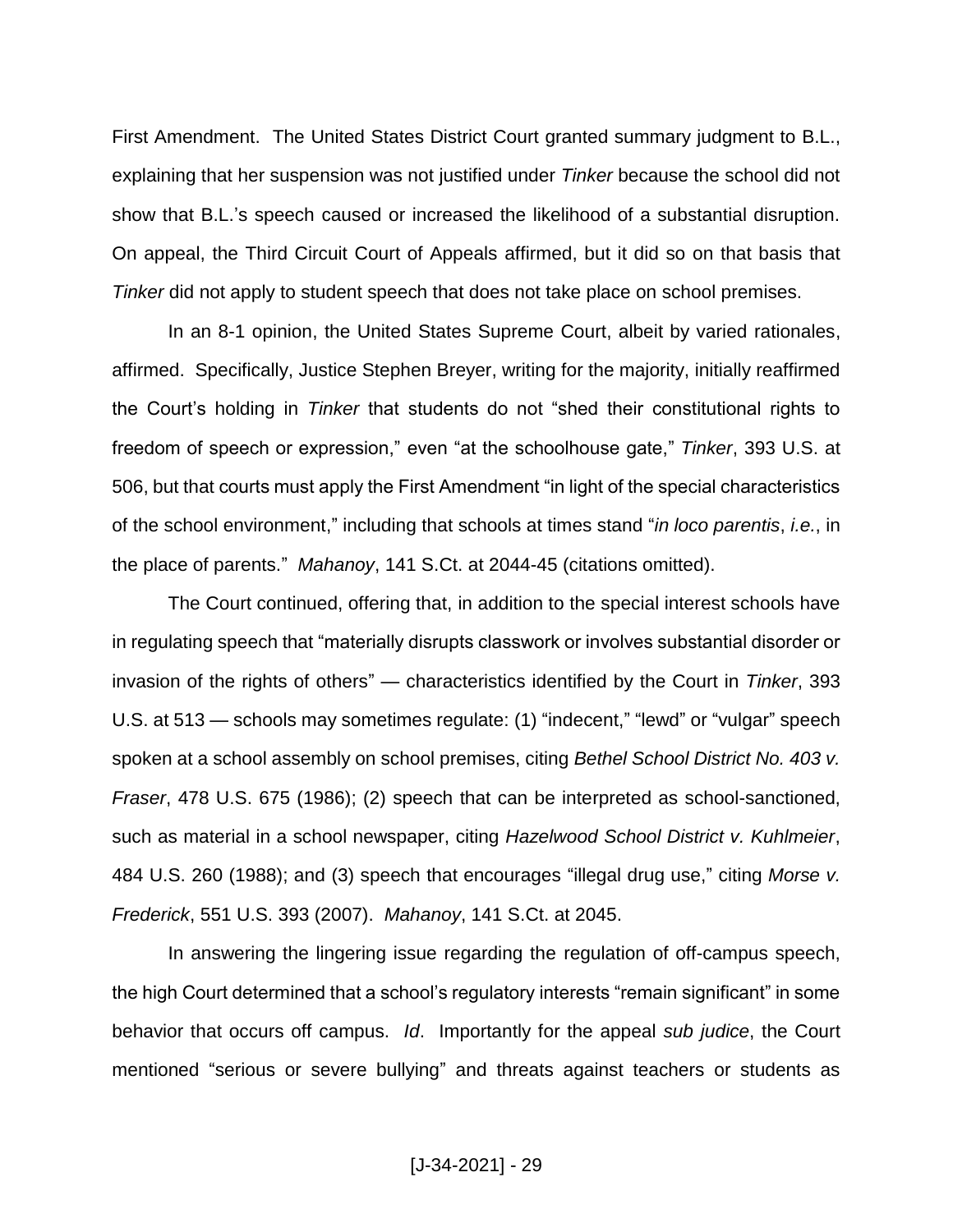First Amendment. The United States District Court granted summary judgment to B.L., explaining that her suspension was not justified under *Tinker* because the school did not show that B.L.'s speech caused or increased the likelihood of a substantial disruption. On appeal, the Third Circuit Court of Appeals affirmed, but it did so on that basis that *Tinker* did not apply to student speech that does not take place on school premises.

In an 8-1 opinion, the United States Supreme Court, albeit by varied rationales, affirmed. Specifically, Justice Stephen Breyer, writing for the majority, initially reaffirmed the Court's holding in *Tinker* that students do not "shed their constitutional rights to freedom of speech or expression," even "at the schoolhouse gate," *Tinker*, 393 U.S. at 506, but that courts must apply the First Amendment "in light of the special characteristics of the school environment," including that schools at times stand "*in loco parentis*, *i.e.*, in the place of parents." *Mahanoy*, 141 S.Ct. at 2044-45 (citations omitted).

The Court continued, offering that, in addition to the special interest schools have in regulating speech that "materially disrupts classwork or involves substantial disorder or invasion of the rights of others" — characteristics identified by the Court in *Tinker*, 393 U.S. at 513 — schools may sometimes regulate: (1) "indecent," "lewd" or "vulgar" speech spoken at a school assembly on school premises, citing *Bethel School District No. 403 v. Fraser*, 478 U.S. 675 (1986); (2) speech that can be interpreted as school-sanctioned, such as material in a school newspaper, citing *Hazelwood School District v. Kuhlmeier*, 484 U.S. 260 (1988); and (3) speech that encourages "illegal drug use," citing *Morse v. Frederick*, 551 U.S. 393 (2007). *Mahanoy*, 141 S.Ct. at 2045.

In answering the lingering issue regarding the regulation of off-campus speech, the high Court determined that a school's regulatory interests "remain significant" in some behavior that occurs off campus. *Id*. Importantly for the appeal *sub judice*, the Court mentioned "serious or severe bullying" and threats against teachers or students as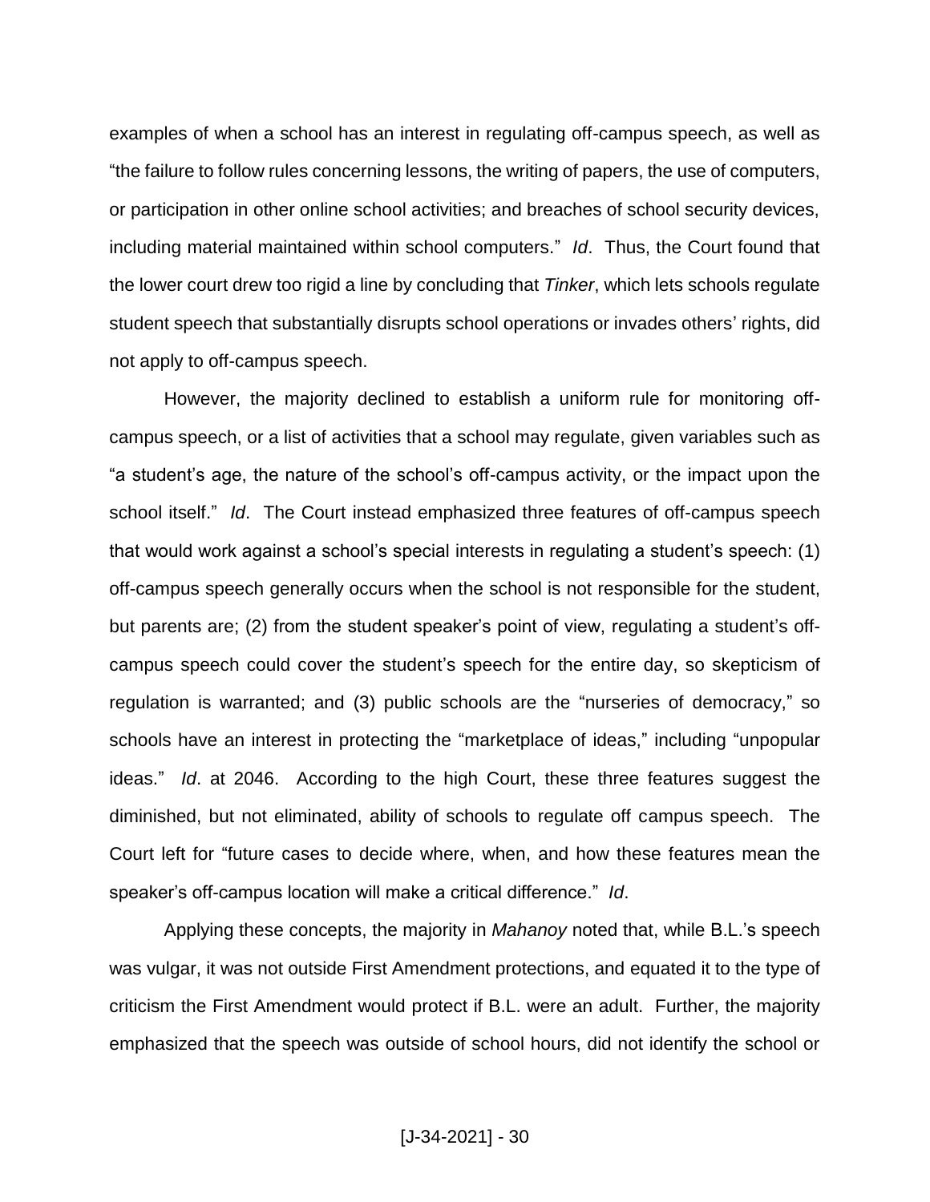examples of when a school has an interest in regulating off-campus speech, as well as "the failure to follow rules concerning lessons, the writing of papers, the use of computers, or participation in other online school activities; and breaches of school security devices, including material maintained within school computers." *Id*. Thus, the Court found that the lower court drew too rigid a line by concluding that *Tinker*, which lets schools regulate student speech that substantially disrupts school operations or invades others' rights, did not apply to off-campus speech.

However, the majority declined to establish a uniform rule for monitoring off-campus speech, or a list of activities that a school may regulate, given variables such as "a student's age, the nature of the school's off-campus activity, or the impact upon the school itself." *Id*. The Court instead emphasized three features of off-campus speech that would work against a school's special interests in regulating a student's speech: (1) off-campus speech generally occurs when the school is not responsible for the student, but parents are; (2) from the student speaker's point of view, regulating a student's off-campus speech could cover the student's speech for the entire day, so skepticism of regulation is warranted; and (3) public schools are the "nurseries of democracy," so schools have an interest in protecting the "marketplace of ideas," including "unpopular ideas." *Id*. at 2046. According to the high Court, these three features suggest the diminished, but not eliminated, ability of schools to regulate off campus speech. The Court left for "future cases to decide where, when, and how these features mean the speaker's off-campus location will make a critical difference." *Id*.

Applying these concepts, the majority in *Mahanoy* noted that, while B.L.'s speech was vulgar, it was not outside First Amendment protections, and equated it to the type of criticism the First Amendment would protect if B.L. were an adult. Further, the majority emphasized that the speech was outside of school hours, did not identify the school or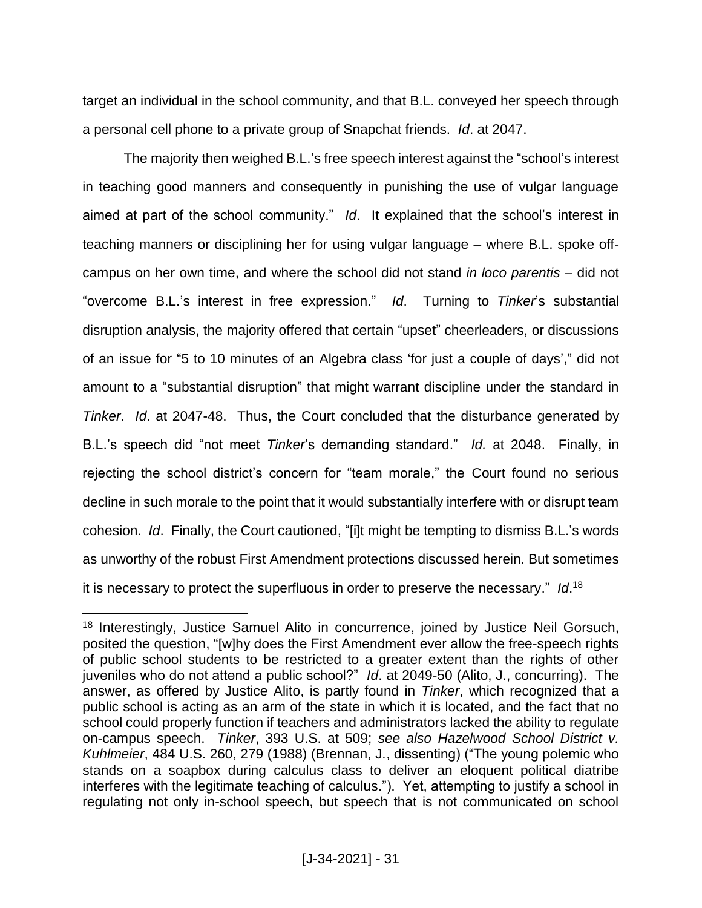target an individual in the school community, and that B.L. conveyed her speech through a personal cell phone to a private group of Snapchat friends. *Id*. at 2047.

The majority then weighed B.L.'s free speech interest against the "school's interest in teaching good manners and consequently in punishing the use of vulgar language aimed at part of the school community." *Id*. It explained that the school's interest in teaching manners or disciplining her for using vulgar language – where B.L. spoke off-campus on her own time, and where the school did not stand *in loco parentis* – did not "overcome B.L.'s interest in free expression." *Id*. Turning to *Tinker*'s substantial disruption analysis, the majority offered that certain "upset" cheerleaders, or discussions of an issue for "5 to 10 minutes of an Algebra class 'for just a couple of days'," did not amount to a "substantial disruption" that might warrant discipline under the standard in *Tinker*. *Id*. at 2047-48. Thus, the Court concluded that the disturbance generated by B.L.'s speech did "not meet *Tinker*'s demanding standard." *Id.* at 2048. Finally, in rejecting the school district's concern for "team morale," the Court found no serious decline in such morale to the point that it would substantially interfere with or disrupt team cohesion. *Id*. Finally, the Court cautioned, "[i]t might be tempting to dismiss B.L.'s words as unworthy of the robust First Amendment protections discussed herein. But sometimes it is necessary to protect the superfluous in order to preserve the necessary." *Id*.[18]

---

[18] Interestingly, Justice Samuel Alito in concurrence, joined by Justice Neil Gorsuch, posited the question, "[w]hy does the First Amendment ever allow the free-speech rights of public school students to be restricted to a greater extent than the rights of other juveniles who do not attend a public school?" *Id*. at 2049-50 (Alito, J., concurring). The answer, as offered by Justice Alito, is partly found in *Tinker*, which recognized that a public school is acting as an arm of the state in which it is located, and the fact that no school could properly function if teachers and administrators lacked the ability to regulate on-campus speech. *Tinker*, 393 U.S. at 509; *see also Hazelwood School District v. Kuhlmeier*, 484 U.S. 260, 279 (1988) (Brennan, J., dissenting) ("The young polemic who stands on a soapbox during calculus class to deliver an eloquent political diatribe interferes with the legitimate teaching of calculus."). Yet, attempting to justify a school in regulating not only in-school speech, but speech that is not communicated on school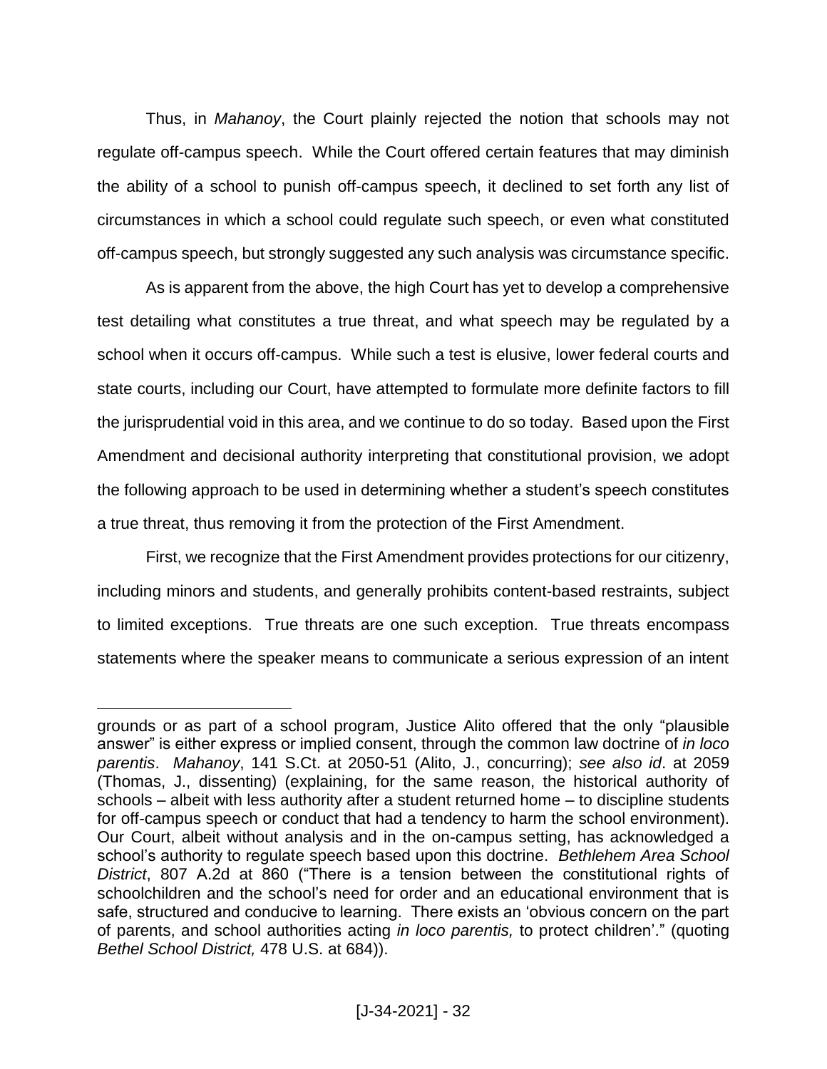Thus, in *Mahanoy*, the Court plainly rejected the notion that schools may not regulate off-campus speech. While the Court offered certain features that may diminish the ability of a school to punish off-campus speech, it declined to set forth any list of circumstances in which a school could regulate such speech, or even what constituted off-campus speech, but strongly suggested any such analysis was circumstance specific.

As is apparent from the above, the high Court has yet to develop a comprehensive test detailing what constitutes a true threat, and what speech may be regulated by a school when it occurs off-campus. While such a test is elusive, lower federal courts and state courts, including our Court, have attempted to formulate more definite factors to fill the jurisprudential void in this area, and we continue to do so today. Based upon the First Amendment and decisional authority interpreting that constitutional provision, we adopt the following approach to be used in determining whether a student's speech constitutes a true threat, thus removing it from the protection of the First Amendment.

First, we recognize that the First Amendment provides protections for our citizenry, including minors and students, and generally prohibits content-based restraints, subject to limited exceptions. True threats are one such exception. True threats encompass statements where the speaker means to communicate a serious expression of an intent

---

grounds or as part of a school program, Justice Alito offered that the only "plausible answer" is either express or implied consent, through the common law doctrine of *in loco parentis*. *Mahanoy*, 141 S.Ct. at 2050-51 (Alito, J., concurring); *see also id*. at 2059 (Thomas, J., dissenting) (explaining, for the same reason, the historical authority of schools – albeit with less authority after a student returned home – to discipline students for off-campus speech or conduct that had a tendency to harm the school environment). Our Court, albeit without analysis and in the on-campus setting, has acknowledged a school's authority to regulate speech based upon this doctrine. *Bethlehem Area School District*, 807 A.2d at 860 ("There is a tension between the constitutional rights of schoolchildren and the school's need for order and an educational environment that is safe, structured and conducive to learning. There exists an 'obvious concern on the part of parents, and school authorities acting *in loco parentis,* to protect children'." (quoting *Bethel School District,* 478 U.S. at 684)).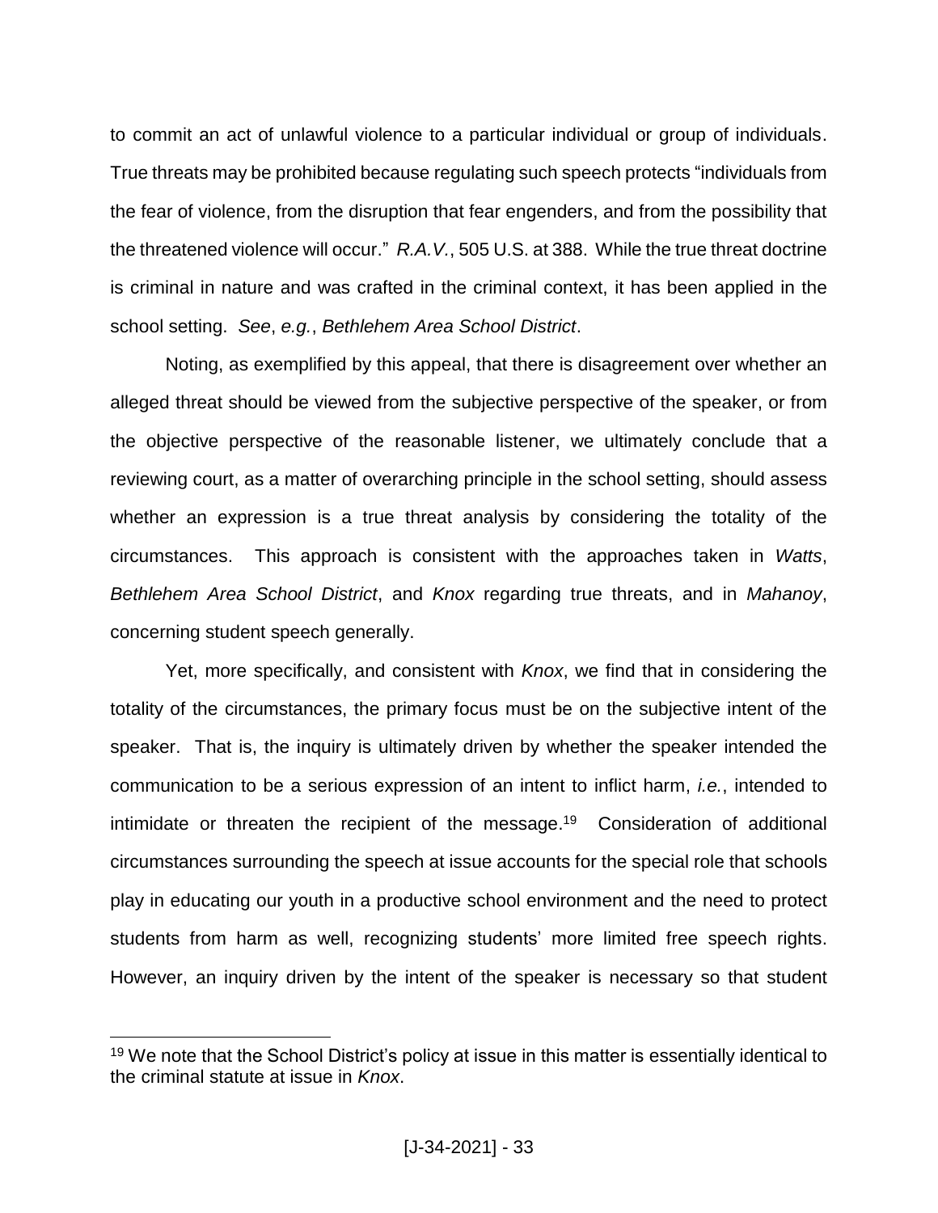to commit an act of unlawful violence to a particular individual or group of individuals. True threats may be prohibited because regulating such speech protects "individuals from the fear of violence, from the disruption that fear engenders, and from the possibility that the threatened violence will occur." *R.A.V.*, 505 U.S. at 388. While the true threat doctrine is criminal in nature and was crafted in the criminal context, it has been applied in the school setting. *See*, *e.g.*, *Bethlehem Area School District*.

Noting, as exemplified by this appeal, that there is disagreement over whether an alleged threat should be viewed from the subjective perspective of the speaker, or from the objective perspective of the reasonable listener, we ultimately conclude that a reviewing court, as a matter of overarching principle in the school setting, should assess whether an expression is a true threat analysis by considering the totality of the circumstances. This approach is consistent with the approaches taken in *Watts*, *Bethlehem Area School District*, and *Knox* regarding true threats, and in *Mahanoy*, concerning student speech generally.

Yet, more specifically, and consistent with *Knox*, we find that in considering the totality of the circumstances, the primary focus must be on the subjective intent of the speaker. That is, the inquiry is ultimately driven by whether the speaker intended the communication to be a serious expression of an intent to inflict harm, *i.e.*, intended to intimidate or threaten the recipient of the message.[19] Consideration of additional circumstances surrounding the speech at issue accounts for the special role that schools play in educating our youth in a productive school environment and the need to protect students from harm as well, recognizing students' more limited free speech rights. However, an inquiry driven by the intent of the speaker is necessary so that student

[19] We note that the School District's policy at issue in this matter is essentially identical to the criminal statute at issue in *Knox*.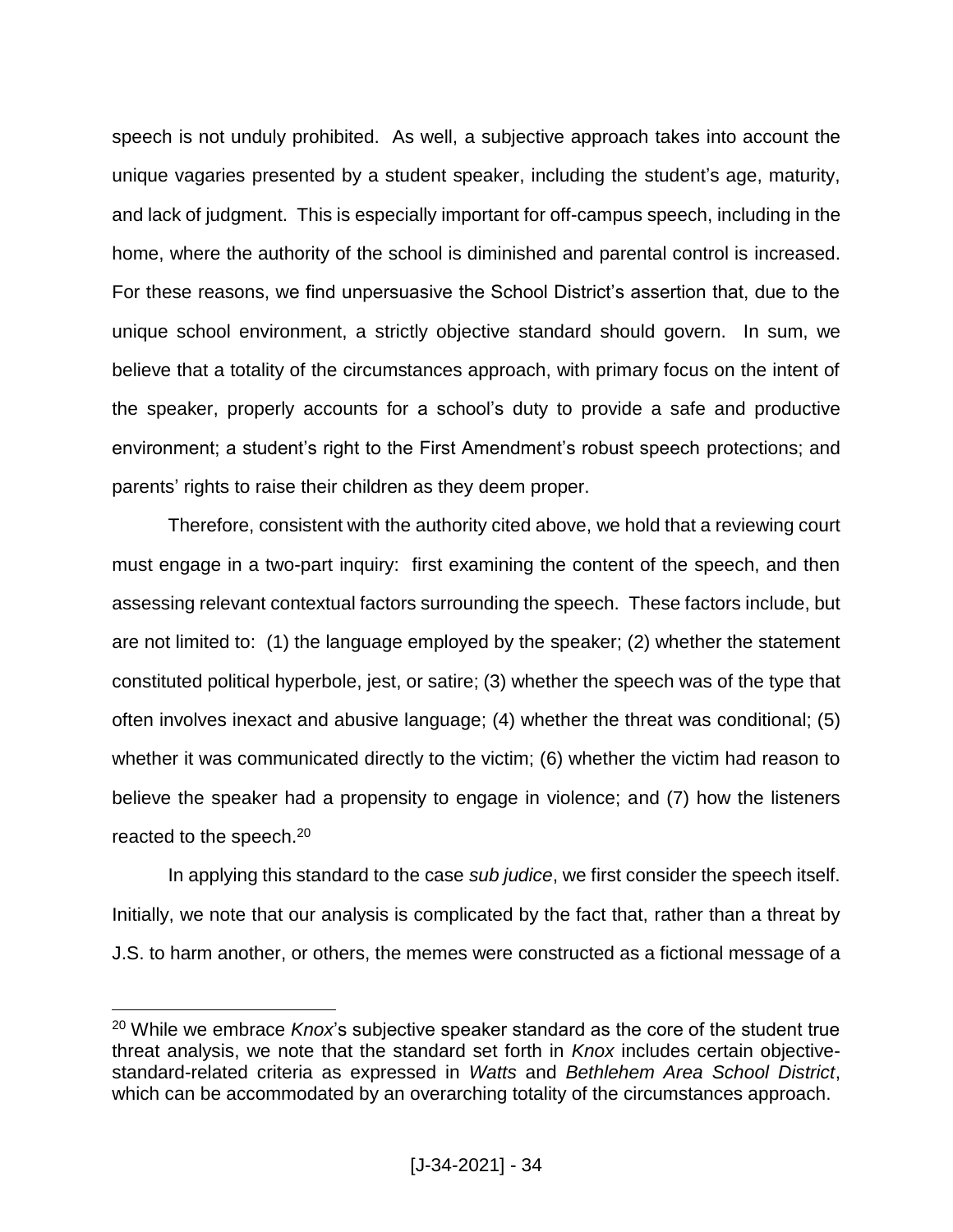speech is not unduly prohibited. As well, a subjective approach takes into account the unique vagaries presented by a student speaker, including the student's age, maturity, and lack of judgment. This is especially important for off-campus speech, including in the home, where the authority of the school is diminished and parental control is increased. For these reasons, we find unpersuasive the School District's assertion that, due to the unique school environment, a strictly objective standard should govern. In sum, we believe that a totality of the circumstances approach, with primary focus on the intent of the speaker, properly accounts for a school's duty to provide a safe and productive environment; a student's right to the First Amendment's robust speech protections; and parents' rights to raise their children as they deem proper.

Therefore, consistent with the authority cited above, we hold that a reviewing court must engage in a two-part inquiry: first examining the content of the speech, and then assessing relevant contextual factors surrounding the speech. These factors include, but are not limited to: (1) the language employed by the speaker; (2) whether the statement constituted political hyperbole, jest, or satire; (3) whether the speech was of the type that often involves inexact and abusive language; (4) whether the threat was conditional; (5) whether it was communicated directly to the victim; (6) whether the victim had reason to believe the speaker had a propensity to engage in violence; and (7) how the listeners reacted to the speech.[20]

In applying this standard to the case *sub judice*, we first consider the speech itself. Initially, we note that our analysis is complicated by the fact that, rather than a threat by J.S. to harm another, or others, the memes were constructed as a fictional message of a

---

[20] While we embrace *Knox*'s subjective speaker standard as the core of the student true threat analysis, we note that the standard set forth in *Knox* includes certain objective-standard-related criteria as expressed in *Watts* and *Bethlehem Area School District*, which can be accommodated by an overarching totality of the circumstances approach.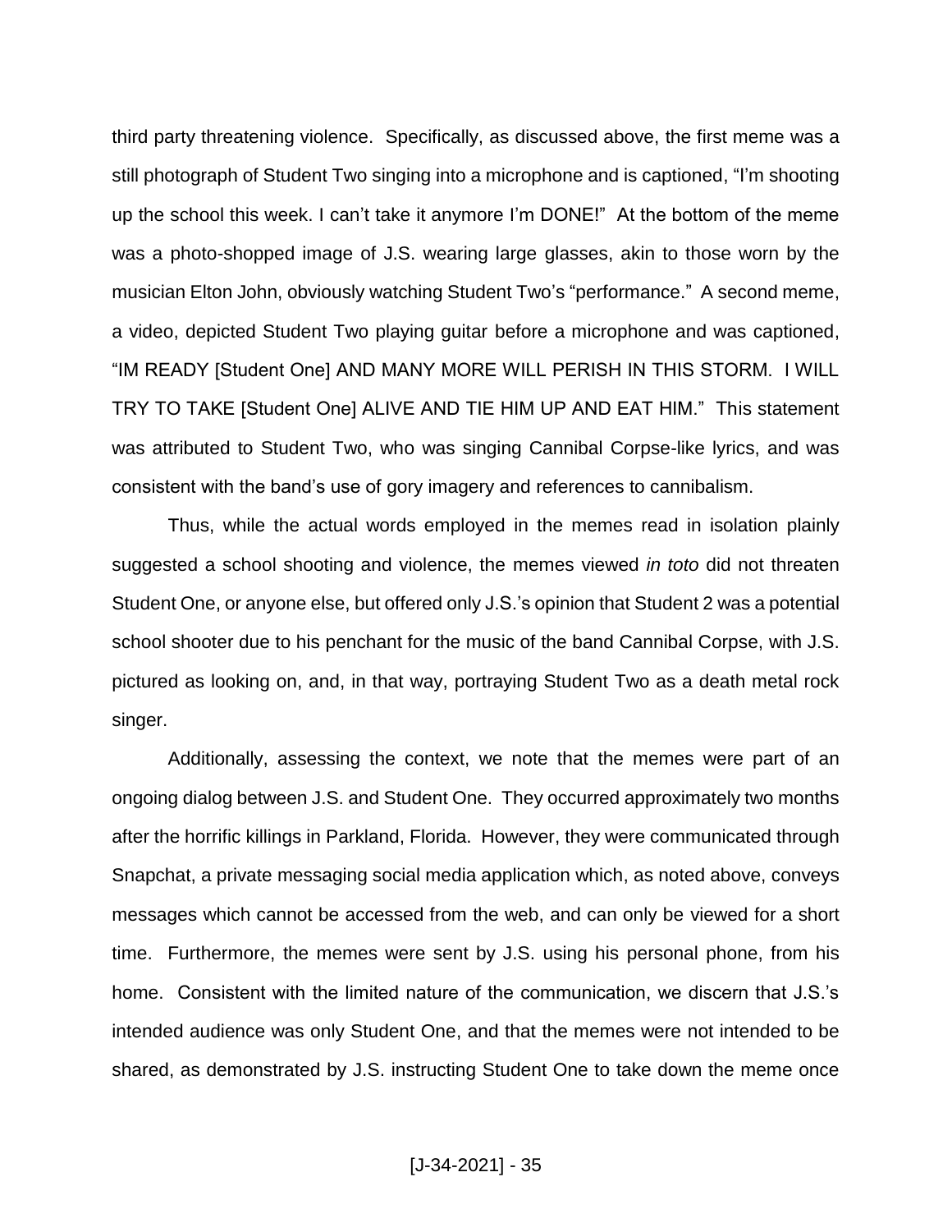third party threatening violence. Specifically, as discussed above, the first meme was a still photograph of Student Two singing into a microphone and is captioned, "I'm shooting up the school this week. I can't take it anymore I'm DONE!" At the bottom of the meme was a photo-shopped image of J.S. wearing large glasses, akin to those worn by the musician Elton John, obviously watching Student Two's "performance." A second meme, a video, depicted Student Two playing guitar before a microphone and was captioned, "IM READY [Student One] AND MANY MORE WILL PERISH IN THIS STORM. I WILL TRY TO TAKE [Student One] ALIVE AND TIE HIM UP AND EAT HIM." This statement was attributed to Student Two, who was singing Cannibal Corpse-like lyrics, and was consistent with the band's use of gory imagery and references to cannibalism.

Thus, while the actual words employed in the memes read in isolation plainly suggested a school shooting and violence, the memes viewed *in toto* did not threaten Student One, or anyone else, but offered only J.S.'s opinion that Student 2 was a potential school shooter due to his penchant for the music of the band Cannibal Corpse, with J.S. pictured as looking on, and, in that way, portraying Student Two as a death metal rock singer.

Additionally, assessing the context, we note that the memes were part of an ongoing dialog between J.S. and Student One. They occurred approximately two months after the horrific killings in Parkland, Florida. However, they were communicated through Snapchat, a private messaging social media application which, as noted above, conveys messages which cannot be accessed from the web, and can only be viewed for a short time. Furthermore, the memes were sent by J.S. using his personal phone, from his home. Consistent with the limited nature of the communication, we discern that J.S.'s intended audience was only Student One, and that the memes were not intended to be shared, as demonstrated by J.S. instructing Student One to take down the meme once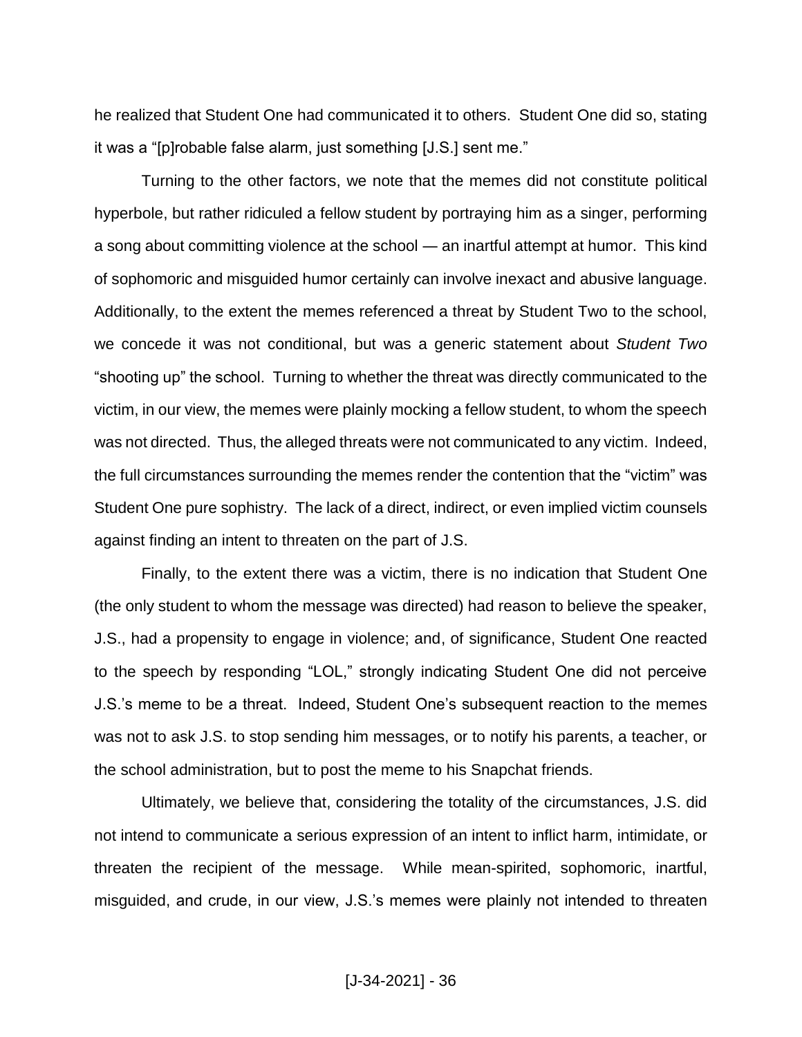he realized that Student One had communicated it to others. Student One did so, stating it was a "[p]robable false alarm, just something [J.S.] sent me."

Turning to the other factors, we note that the memes did not constitute political hyperbole, but rather ridiculed a fellow student by portraying him as a singer, performing a song about committing violence at the school — an inartful attempt at humor. This kind of sophomoric and misguided humor certainly can involve inexact and abusive language. Additionally, to the extent the memes referenced a threat by Student Two to the school, we concede it was not conditional, but was a generic statement about *Student Two* "shooting up" the school. Turning to whether the threat was directly communicated to the victim, in our view, the memes were plainly mocking a fellow student, to whom the speech was not directed. Thus, the alleged threats were not communicated to any victim. Indeed, the full circumstances surrounding the memes render the contention that the "victim" was Student One pure sophistry. The lack of a direct, indirect, or even implied victim counsels against finding an intent to threaten on the part of J.S.

Finally, to the extent there was a victim, there is no indication that Student One (the only student to whom the message was directed) had reason to believe the speaker, J.S., had a propensity to engage in violence; and, of significance, Student One reacted to the speech by responding "LOL," strongly indicating Student One did not perceive J.S.'s meme to be a threat. Indeed, Student One's subsequent reaction to the memes was not to ask J.S. to stop sending him messages, or to notify his parents, a teacher, or the school administration, but to post the meme to his Snapchat friends.

Ultimately, we believe that, considering the totality of the circumstances, J.S. did not intend to communicate a serious expression of an intent to inflict harm, intimidate, or threaten the recipient of the message. While mean-spirited, sophomoric, inartful, misguided, and crude, in our view, J.S.'s memes were plainly not intended to threaten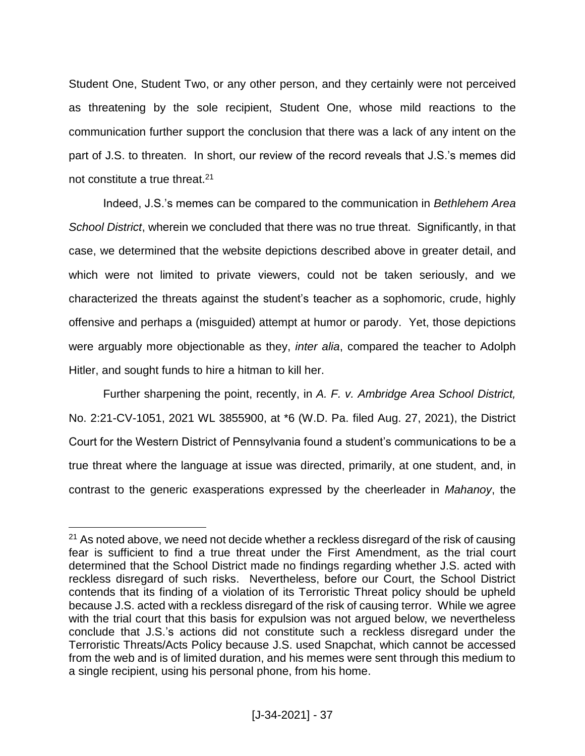Student One, Student Two, or any other person, and they certainly were not perceived as threatening by the sole recipient, Student One, whose mild reactions to the communication further support the conclusion that there was a lack of any intent on the part of J.S. to threaten. In short, our review of the record reveals that J.S.'s memes did not constitute a true threat.[21]

Indeed, J.S.'s memes can be compared to the communication in *Bethlehem Area School District*, wherein we concluded that there was no true threat. Significantly, in that case, we determined that the website depictions described above in greater detail, and which were not limited to private viewers, could not be taken seriously, and we characterized the threats against the student's teacher as a sophomoric, crude, highly offensive and perhaps a (misguided) attempt at humor or parody. Yet, those depictions were arguably more objectionable as they, *inter alia*, compared the teacher to Adolph Hitler, and sought funds to hire a hitman to kill her.

Further sharpening the point, recently, in *A. F. v. Ambridge Area School District,* No. 2:21-CV-1051, 2021 WL 3855900, at *6 (W.D. Pa. filed Aug. 27, 2021), the District Court for the Western District of Pennsylvania found a student's communications to be a true threat where the language at issue was directed, primarily, at one student, and, in contrast to the generic exasperations expressed by the cheerleader in *Mahanoy*, the

---

[21] As noted above, we need not decide whether a reckless disregard of the risk of causing fear is sufficient to find a true threat under the First Amendment, as the trial court determined that the School District made no findings regarding whether J.S. acted with reckless disregard of such risks. Nevertheless, before our Court, the School District contends that its finding of a violation of its Terroristic Threat policy should be upheld because J.S. acted with a reckless disregard of the risk of causing terror. While we agree with the trial court that this basis for expulsion was not argued below, we nevertheless conclude that J.S.'s actions did not constitute such a reckless disregard under the Terroristic Threats/Acts Policy because J.S. used Snapchat, which cannot be accessed from the web and is of limited duration, and his memes were sent through this medium to a single recipient, using his personal phone, from his home.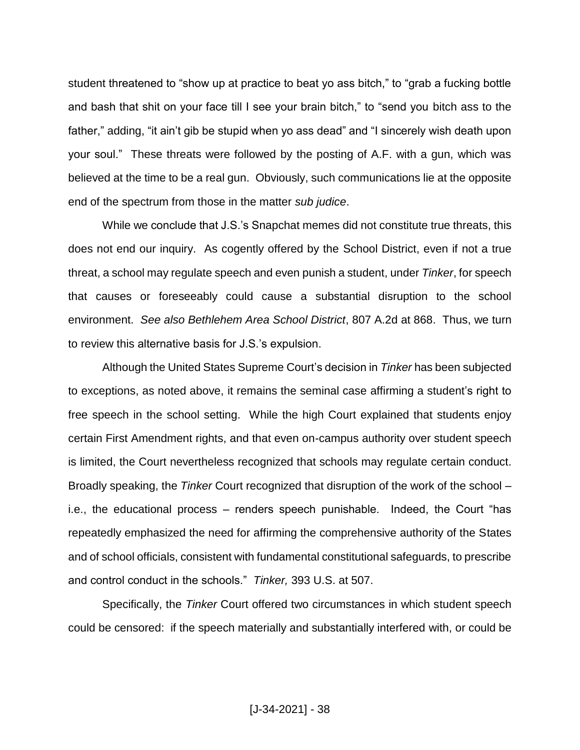student threatened to "show up at practice to beat yo ass bitch," to "grab a fucking bottle and bash that shit on your face till I see your brain bitch," to "send you bitch ass to the father," adding, "it ain't gib be stupid when yo ass dead" and "I sincerely wish death upon your soul." These threats were followed by the posting of A.F. with a gun, which was believed at the time to be a real gun. Obviously, such communications lie at the opposite end of the spectrum from those in the matter *sub judice*.

While we conclude that J.S.'s Snapchat memes did not constitute true threats, this does not end our inquiry. As cogently offered by the School District, even if not a true threat, a school may regulate speech and even punish a student, under *Tinker*, for speech that causes or foreseeably could cause a substantial disruption to the school environment. *See also Bethlehem Area School District*, 807 A.2d at 868. Thus, we turn to review this alternative basis for J.S.'s expulsion.

Although the United States Supreme Court's decision in *Tinker* has been subjected to exceptions, as noted above, it remains the seminal case affirming a student's right to free speech in the school setting. While the high Court explained that students enjoy certain First Amendment rights, and that even on-campus authority over student speech is limited, the Court nevertheless recognized that schools may regulate certain conduct. Broadly speaking, the *Tinker* Court recognized that disruption of the work of the school – i.e., the educational process – renders speech punishable. Indeed, the Court "has repeatedly emphasized the need for affirming the comprehensive authority of the States and of school officials, consistent with fundamental constitutional safeguards, to prescribe and control conduct in the schools." *Tinker,* 393 U.S. at 507.

Specifically, the *Tinker* Court offered two circumstances in which student speech could be censored: if the speech materially and substantially interfered with, or could be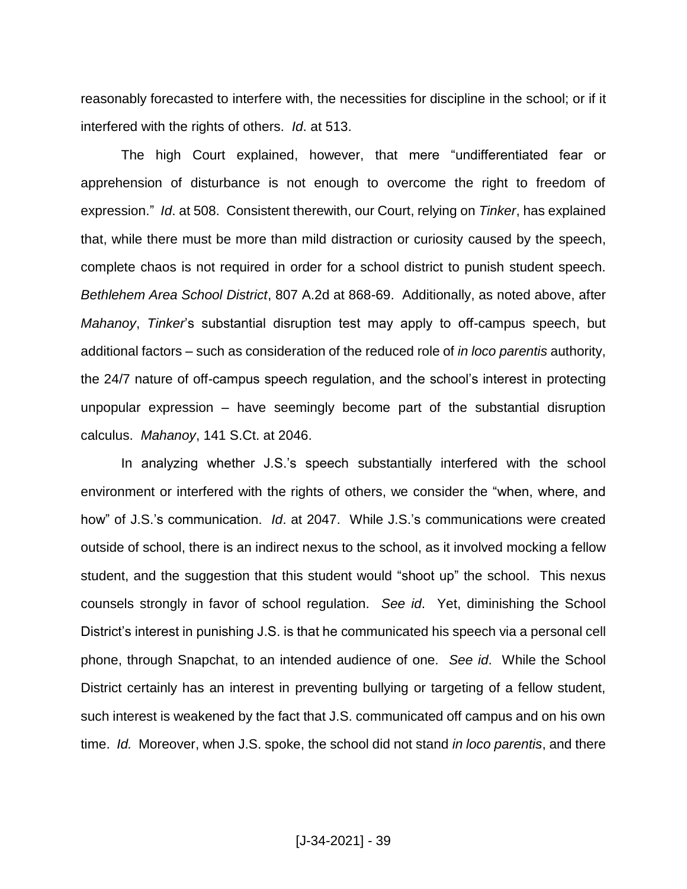reasonably forecasted to interfere with, the necessities for discipline in the school; or if it interfered with the rights of others. *Id*. at 513.

The high Court explained, however, that mere "undifferentiated fear or apprehension of disturbance is not enough to overcome the right to freedom of expression." *Id*. at 508. Consistent therewith, our Court, relying on *Tinker*, has explained that, while there must be more than mild distraction or curiosity caused by the speech, complete chaos is not required in order for a school district to punish student speech. *Bethlehem Area School District*, 807 A.2d at 868-69. Additionally, as noted above, after *Mahanoy*, *Tinker*'s substantial disruption test may apply to off-campus speech, but additional factors – such as consideration of the reduced role of *in loco parentis* authority, the 24/7 nature of off-campus speech regulation, and the school's interest in protecting unpopular expression – have seemingly become part of the substantial disruption calculus. *Mahanoy*, 141 S.Ct. at 2046.

In analyzing whether J.S.'s speech substantially interfered with the school environment or interfered with the rights of others, we consider the "when, where, and how" of J.S.'s communication. *Id*. at 2047. While J.S.'s communications were created outside of school, there is an indirect nexus to the school, as it involved mocking a fellow student, and the suggestion that this student would "shoot up" the school. This nexus counsels strongly in favor of school regulation. *See id*. Yet, diminishing the School District's interest in punishing J.S. is that he communicated his speech via a personal cell phone, through Snapchat, to an intended audience of one. *See id*. While the School District certainly has an interest in preventing bullying or targeting of a fellow student, such interest is weakened by the fact that J.S. communicated off campus and on his own time. *Id.* Moreover, when J.S. spoke, the school did not stand *in loco parentis*, and there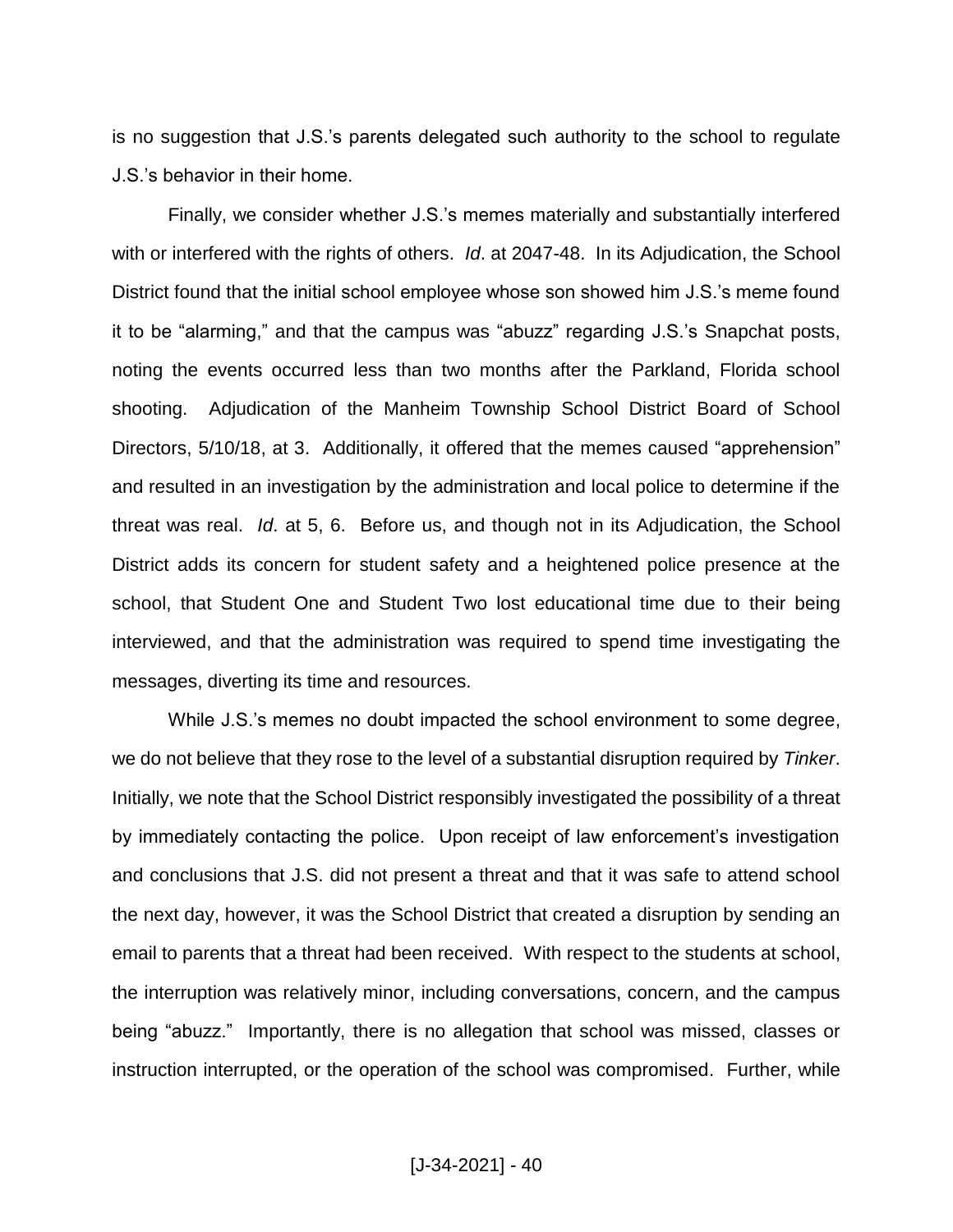is no suggestion that J.S.'s parents delegated such authority to the school to regulate J.S.'s behavior in their home.

Finally, we consider whether J.S.'s memes materially and substantially interfered with or interfered with the rights of others. *Id*. at 2047-48. In its Adjudication, the School District found that the initial school employee whose son showed him J.S.'s meme found it to be "alarming," and that the campus was "abuzz" regarding J.S.'s Snapchat posts, noting the events occurred less than two months after the Parkland, Florida school shooting. Adjudication of the Manheim Township School District Board of School Directors, 5/10/18, at 3. Additionally, it offered that the memes caused "apprehension" and resulted in an investigation by the administration and local police to determine if the threat was real. *Id*. at 5, 6. Before us, and though not in its Adjudication, the School District adds its concern for student safety and a heightened police presence at the school, that Student One and Student Two lost educational time due to their being interviewed, and that the administration was required to spend time investigating the messages, diverting its time and resources.

While J.S.'s memes no doubt impacted the school environment to some degree, we do not believe that they rose to the level of a substantial disruption required by *Tinker*. Initially, we note that the School District responsibly investigated the possibility of a threat by immediately contacting the police. Upon receipt of law enforcement's investigation and conclusions that J.S. did not present a threat and that it was safe to attend school the next day, however, it was the School District that created a disruption by sending an email to parents that a threat had been received. With respect to the students at school, the interruption was relatively minor, including conversations, concern, and the campus being "abuzz." Importantly, there is no allegation that school was missed, classes or instruction interrupted, or the operation of the school was compromised. Further, while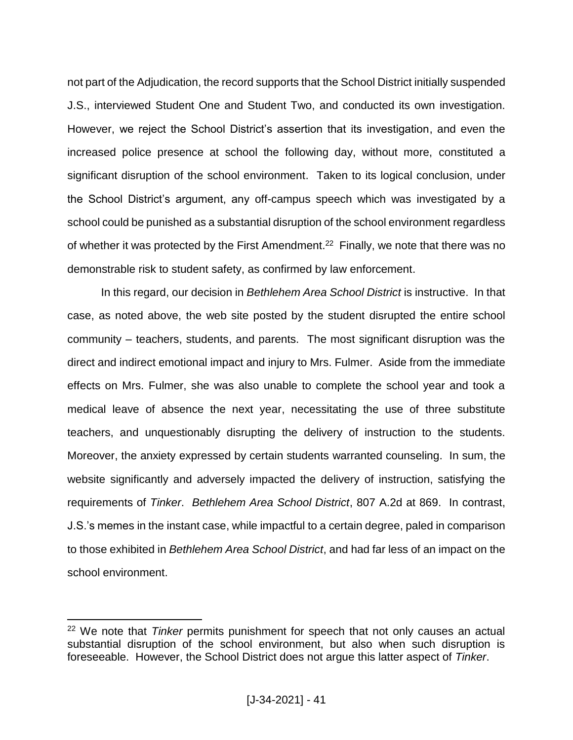not part of the Adjudication, the record supports that the School District initially suspended J.S., interviewed Student One and Student Two, and conducted its own investigation. However, we reject the School District's assertion that its investigation, and even the increased police presence at school the following day, without more, constituted a significant disruption of the school environment. Taken to its logical conclusion, under the School District's argument, any off-campus speech which was investigated by a school could be punished as a substantial disruption of the school environment regardless of whether it was protected by the First Amendment.[22] Finally, we note that there was no demonstrable risk to student safety, as confirmed by law enforcement.

In this regard, our decision in *Bethlehem Area School District* is instructive. In that case, as noted above, the web site posted by the student disrupted the entire school community – teachers, students, and parents. The most significant disruption was the direct and indirect emotional impact and injury to Mrs. Fulmer. Aside from the immediate effects on Mrs. Fulmer, she was also unable to complete the school year and took a medical leave of absence the next year, necessitating the use of three substitute teachers, and unquestionably disrupting the delivery of instruction to the students. Moreover, the anxiety expressed by certain students warranted counseling. In sum, the website significantly and adversely impacted the delivery of instruction, satisfying the requirements of *Tinker*. *Bethlehem Area School District*, 807 A.2d at 869. In contrast, J.S.'s memes in the instant case, while impactful to a certain degree, paled in comparison to those exhibited in *Bethlehem Area School District*, and had far less of an impact on the school environment.

---

[22] We note that *Tinker* permits punishment for speech that not only causes an actual substantial disruption of the school environment, but also when such disruption is foreseeable. However, the School District does not argue this latter aspect of *Tinker*.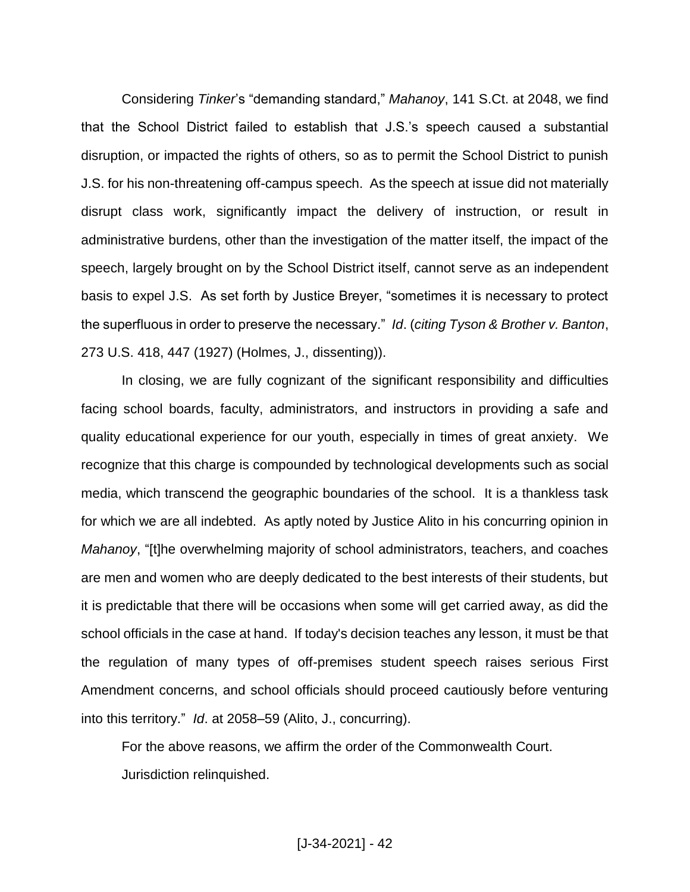Considering *Tinker*'s "demanding standard," *Mahanoy*, 141 S.Ct. at 2048, we find that the School District failed to establish that J.S.'s speech caused a substantial disruption, or impacted the rights of others, so as to permit the School District to punish J.S. for his non-threatening off-campus speech. As the speech at issue did not materially disrupt class work, significantly impact the delivery of instruction, or result in administrative burdens, other than the investigation of the matter itself, the impact of the speech, largely brought on by the School District itself, cannot serve as an independent basis to expel J.S. As set forth by Justice Breyer, "sometimes it is necessary to protect the superfluous in order to preserve the necessary." *Id*. (*citing Tyson & Brother v. Banton*, 273 U.S. 418, 447 (1927) (Holmes, J., dissenting)).

In closing, we are fully cognizant of the significant responsibility and difficulties facing school boards, faculty, administrators, and instructors in providing a safe and quality educational experience for our youth, especially in times of great anxiety. We recognize that this charge is compounded by technological developments such as social media, which transcend the geographic boundaries of the school. It is a thankless task for which we are all indebted. As aptly noted by Justice Alito in his concurring opinion in *Mahanoy*, "[t]he overwhelming majority of school administrators, teachers, and coaches are men and women who are deeply dedicated to the best interests of their students, but it is predictable that there will be occasions when some will get carried away, as did the school officials in the case at hand. If today's decision teaches any lesson, it must be that the regulation of many types of off-premises student speech raises serious First Amendment concerns, and school officials should proceed cautiously before venturing into this territory." *Id*. at 2058–59 (Alito, J., concurring).

For the above reasons, we affirm the order of the Commonwealth Court.

Jurisdiction relinquished.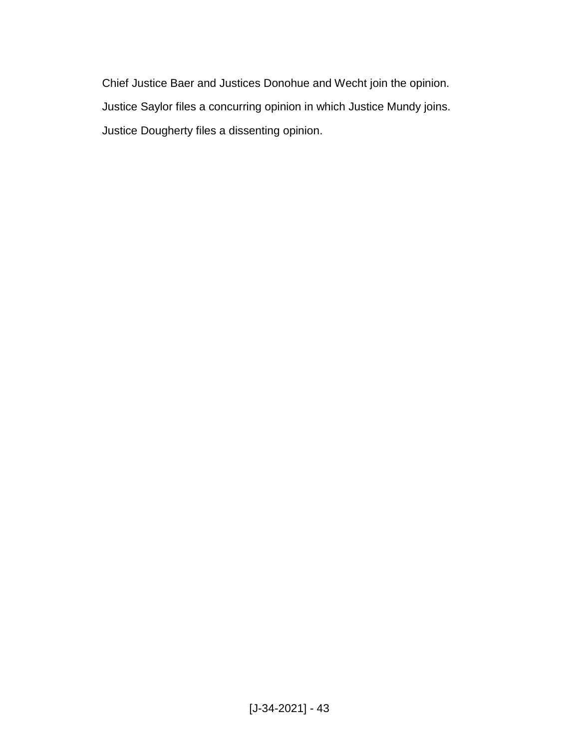Chief Justice Baer and Justices Donohue and Wecht join the opinion.

Justice Saylor files a concurring opinion in which Justice Mundy joins.

Justice Dougherty files a dissenting opinion.